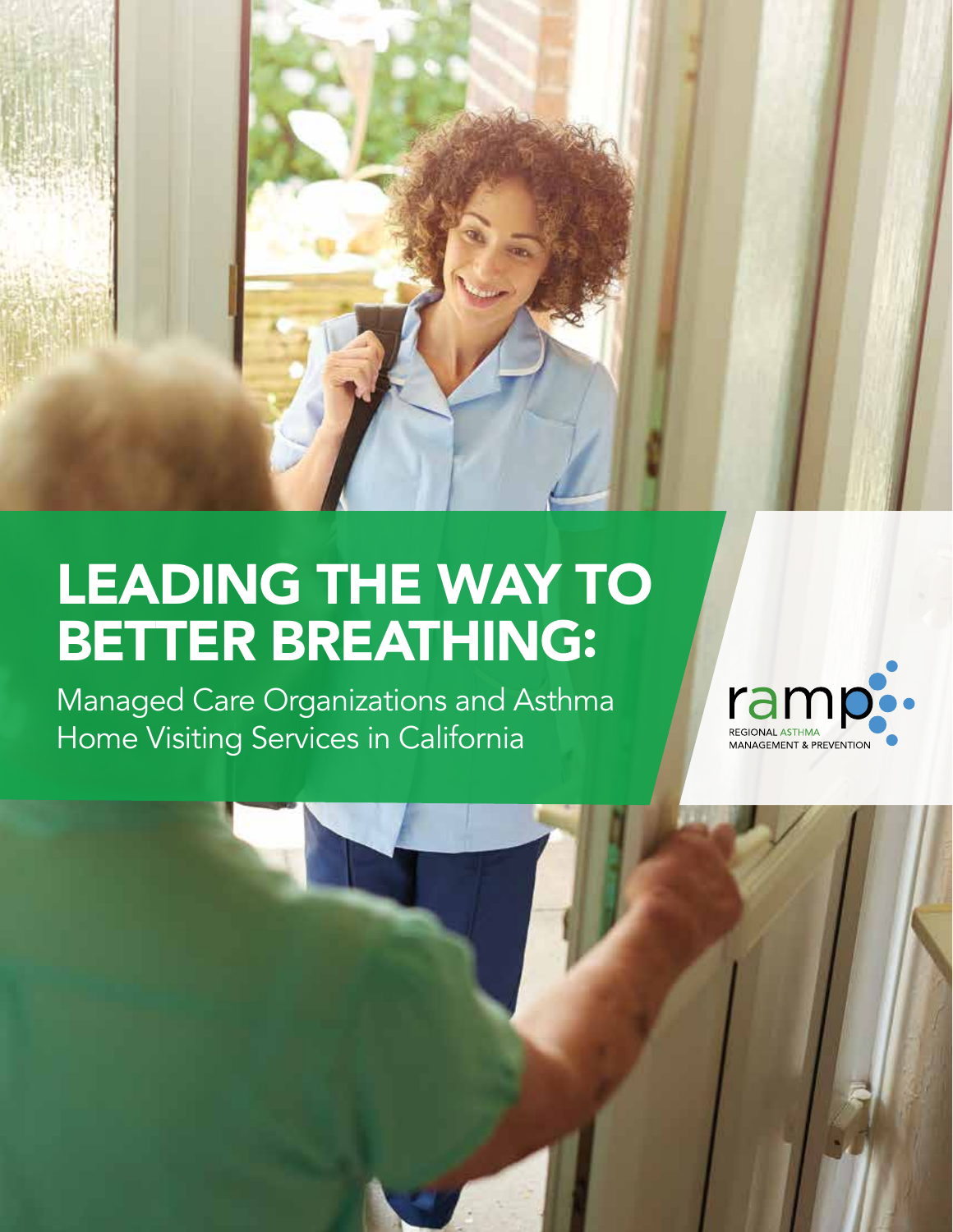# LEADING THE WAY TO BETTER BREATHING:

Managed Care Organizations and Asthma Home Visiting Services in California

ramp

REGIONAL ASTHMA MANAGEMENT & PREVENTION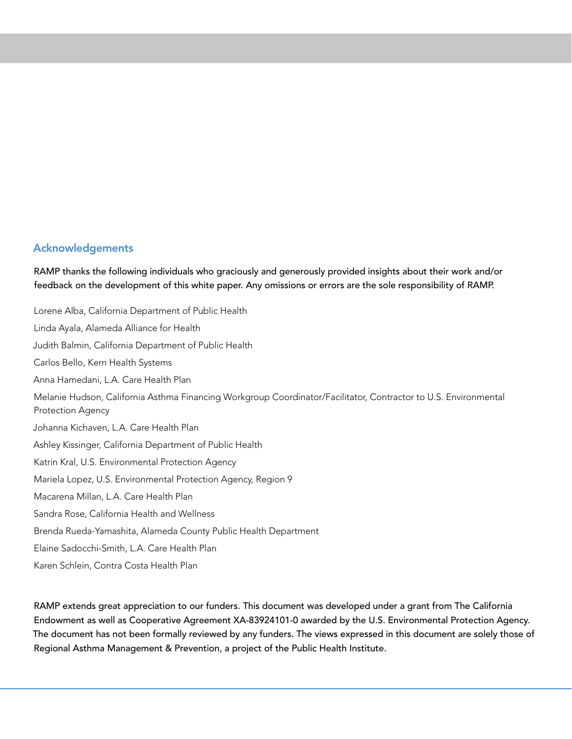## Acknowledgements

RAMP thanks the following individuals who graciously and generously provided insights about their work and/or feedback on the development of this white paper. Any omissions or errors are the sole responsibility of RAMP.

Lorene Alba, California Department of Public Health

Linda Ayala, Alameda Alliance for Health

Judith Balmin, California Department of Public Health

Carlos Bello, Kern Health Systems

Anna Hamedani, L.A. Care Health Plan

Melanie Hudson, California Asthma Financing Workgroup Coordinator/Facilitator, Contractor to U.S. Environmental Protection Agency

Johanna Kichaven, L.A. Care Health Plan

Ashley Kissinger, California Department of Public Health

Katrin Kral, U.S. Environmental Protection Agency

Mariela Lopez, U.S. Environmental Protection Agency, Region 9

Macarena Millan, L.A. Care Health Plan

Sandra Rose, California Health and Wellness

Brenda Rueda-Yamashita, Alameda County Public Health Department

Elaine Sadocchi-Smith, L.A. Care Health Plan

Karen Schlein, Contra Costa Health Plan

RAMP extends great appreciation to our funders. This document was developed under a grant from The California Endowment as well as Cooperative Agreement XA-83924101-0 awarded by the U.S. Environmental Protection Agency. The document has not been formally reviewed by any funders. The views expressed in this document are solely those of Regional Asthma Management & Prevention, a project of the Public Health Institute.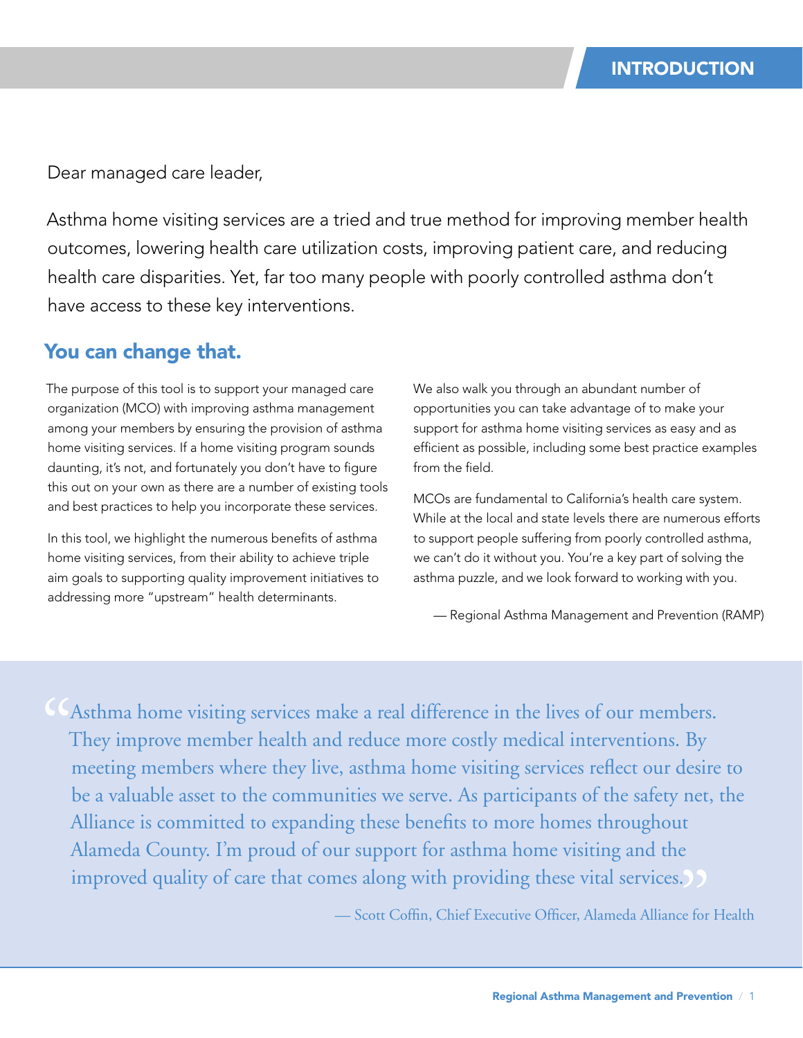# INTRODUCTION

Dear managed care leader,

Asthma home visiting services are a tried and true method for improving member health outcomes, lowering health care utilization costs, improving patient care, and reducing health care disparities. Yet, far too many people with poorly controlled asthma don't have access to these key interventions.

## You can change that.

The purpose of this tool is to support your managed care organization (MCO) with improving asthma management among your members by ensuring the provision of asthma home visiting services. If a home visiting program sounds daunting, it's not, and fortunately you don't have to figure this out on your own as there are a number of existing tools and best practices to help you incorporate these services.

In this tool, we highlight the numerous benefits of asthma home visiting services, from their ability to achieve triple aim goals to supporting quality improvement initiatives to addressing more "upstream" health determinants.

We also walk you through an abundant number of opportunities you can take advantage of to make your support for asthma home visiting services as easy and as efficient as possible, including some best practice examples from the field.

MCOs are fundamental to California's health care system. While at the local and state levels there are numerous efforts to support people suffering from poorly controlled asthma, we can't do it without you. You're a key part of solving the asthma puzzle, and we look forward to working with you.

— Regional Asthma Management and Prevention (RAMP)

> "Asthma home visiting services make a real difference in the lives of our members. They improve member health and reduce more costly medical interventions. By meeting members where they live, asthma home visiting services reflect our desire to be a valuable asset to the communities we serve. As participants of the safety net, the Alliance is committed to expanding these benefits to more homes throughout Alameda County. I'm proud of our support for asthma home visiting and the improved quality of care that comes along with providing these vital services."
>
> — Scott Coffin, Chief Executive Officer, Alameda Alliance for Health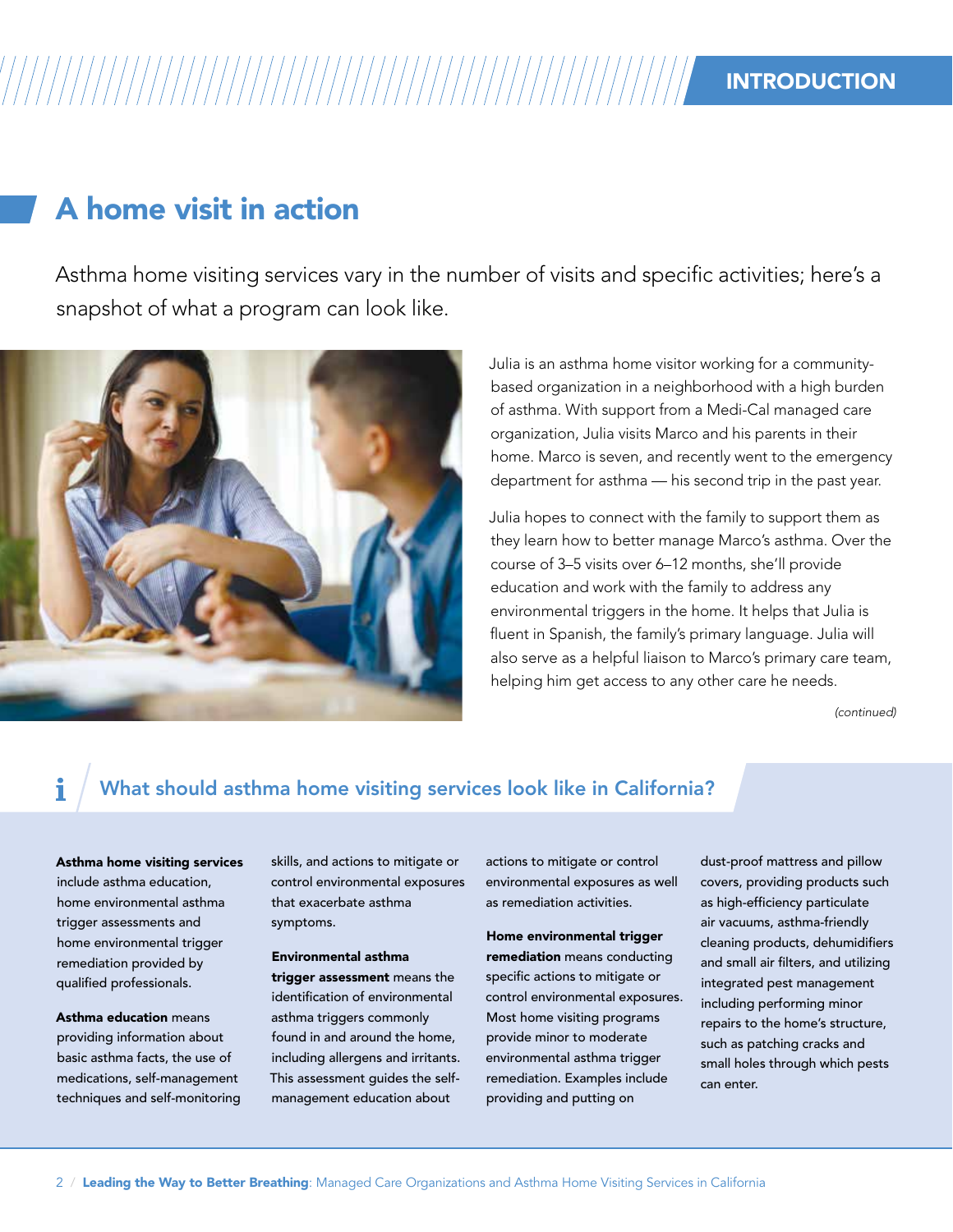## A home visit in action

Asthma home visiting services vary in the number of visits and specific activities; here's a snapshot of what a program can look like.

Julia is an asthma home visitor working for a community-based organization in a neighborhood with a high burden of asthma. With support from a Medi-Cal managed care organization, Julia visits Marco and his parents in their home. Marco is seven, and recently went to the emergency department for asthma — his second trip in the past year.

Julia hopes to connect with the family to support them as they learn how to better manage Marco's asthma. Over the course of 3–5 visits over 6–12 months, she'll provide education and work with the family to address any environmental triggers in the home. It helps that Julia is fluent in Spanish, the family's primary language. Julia will also serve as a helpful liaison to Marco's primary care team, helping him get access to any other care he needs.

*(continued)*

### What should asthma home visiting services look like in California?

**Asthma home visiting services** include asthma education, home environmental asthma trigger assessments and home environmental trigger remediation provided by qualified professionals.

**Asthma education** means providing information about basic asthma facts, the use of medications, self-management techniques and self-monitoring skills, and actions to mitigate or control environmental exposures that exacerbate asthma symptoms.

**Environmental asthma trigger assessment** means the identification of environmental asthma triggers commonly found in and around the home, including allergens and irritants. This assessment guides the self-management education about actions to mitigate or control environmental exposures as well as remediation activities.

**Home environmental trigger remediation** means conducting specific actions to mitigate or control environmental exposures. Most home visiting programs provide minor to moderate environmental asthma trigger remediation. Examples include providing and putting on dust-proof mattress and pillow covers, providing products such as high-efficiency particulate air vacuums, asthma-friendly cleaning products, dehumidifiers and small air filters, and utilizing integrated pest management including performing minor repairs to the home's structure, such as patching cracks and small holes through which pests can enter.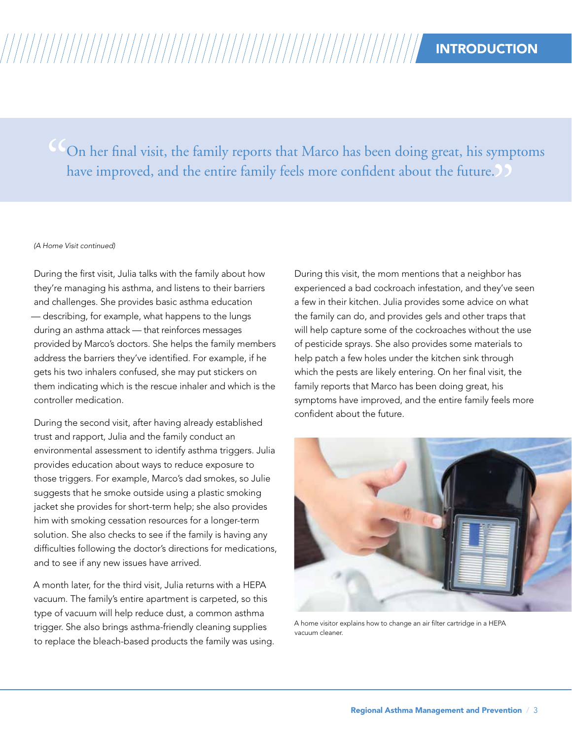> On her final visit, the family reports that Marco has been doing great, his symptoms have improved, and the entire family feels more confident about the future.

*(A Home Visit continued)*

During the first visit, Julia talks with the family about how they're managing his asthma, and listens to their barriers and challenges. She provides basic asthma education — describing, for example, what happens to the lungs during an asthma attack — that reinforces messages provided by Marco's doctors. She helps the family members address the barriers they've identified. For example, if he gets his two inhalers confused, she may put stickers on them indicating which is the rescue inhaler and which is the controller medication.

During the second visit, after having already established trust and rapport, Julia and the family conduct an environmental assessment to identify asthma triggers. Julia provides education about ways to reduce exposure to those triggers. For example, Marco's dad smokes, so Julie suggests that he smoke outside using a plastic smoking jacket she provides for short-term help; she also provides him with smoking cessation resources for a longer-term solution. She also checks to see if the family is having any difficulties following the doctor's directions for medications, and to see if any new issues have arrived.

A month later, for the third visit, Julia returns with a HEPA vacuum. The family's entire apartment is carpeted, so this type of vacuum will help reduce dust, a common asthma trigger. She also brings asthma-friendly cleaning supplies to replace the bleach-based products the family was using.

During this visit, the mom mentions that a neighbor has experienced a bad cockroach infestation, and they've seen a few in their kitchen. Julia provides some advice on what the family can do, and provides gels and other traps that will help capture some of the cockroaches without the use of pesticide sprays. She also provides some materials to help patch a few holes under the kitchen sink through which the pests are likely entering. On her final visit, the family reports that Marco has been doing great, his symptoms have improved, and the entire family feels more confident about the future.

A home visitor explains how to change an air filter cartridge in a HEPA vacuum cleaner.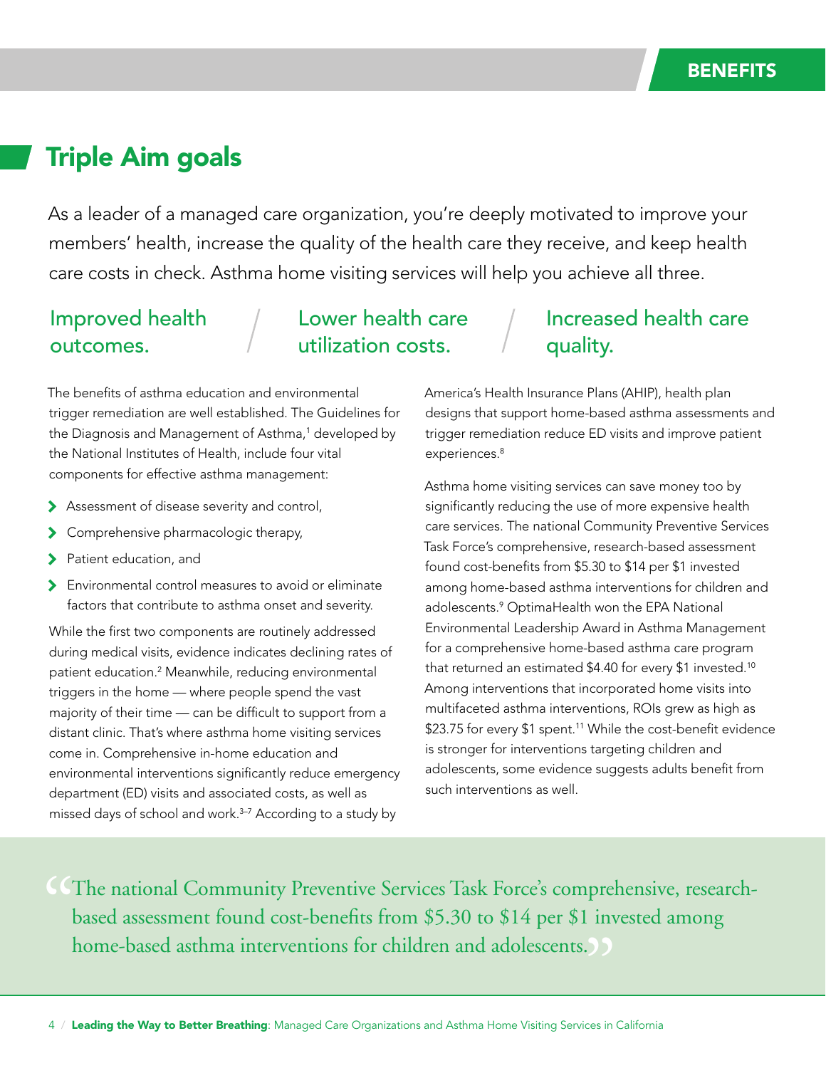BENEFITS

## Triple Aim goals

As a leader of a managed care organization, you're deeply motivated to improve your members' health, increase the quality of the health care they receive, and keep health care costs in check. Asthma home visiting services will help you achieve all three.

### Improved health outcomes. / Lower health care utilization costs. / Increased health care quality.

The benefits of asthma education and environmental trigger remediation are well established. The Guidelines for the Diagnosis and Management of Asthma,[1] developed by the National Institutes of Health, include four vital components for effective asthma management:

- Assessment of disease severity and control,
- Comprehensive pharmacologic therapy,
- Patient education, and
- Environmental control measures to avoid or eliminate factors that contribute to asthma onset and severity.

While the first two components are routinely addressed during medical visits, evidence indicates declining rates of patient education.[2] Meanwhile, reducing environmental triggers in the home — where people spend the vast majority of their time — can be difficult to support from a distant clinic. That's where asthma home visiting services come in. Comprehensive in-home education and environmental interventions significantly reduce emergency department (ED) visits and associated costs, as well as missed days of school and work.[3–7] According to a study by America's Health Insurance Plans (AHIP), health plan designs that support home-based asthma assessments and trigger remediation reduce ED visits and improve patient experiences.[8]

Asthma home visiting services can save money too by significantly reducing the use of more expensive health care services. The national Community Preventive Services Task Force's comprehensive, research-based assessment found cost-benefits from $5.30 to $14 per $1 invested among home-based asthma interventions for children and adolescents.[9] OptimaHealth won the EPA National Environmental Leadership Award in Asthma Management for a comprehensive home-based asthma care program that returned an estimated $4.40 for every $1 invested.[10] Among interventions that incorporated home visits into multifaceted asthma interventions, ROIs grew as high as $23.75 for every $1 spent.[11] While the cost-benefit evidence is stronger for interventions targeting children and adolescents, some evidence suggests adults benefit from such interventions as well.

> "The national Community Preventive Services Task Force's comprehensive, research-based assessment found cost-benefits from $5.30 to $14 per $1 invested among home-based asthma interventions for children and adolescents."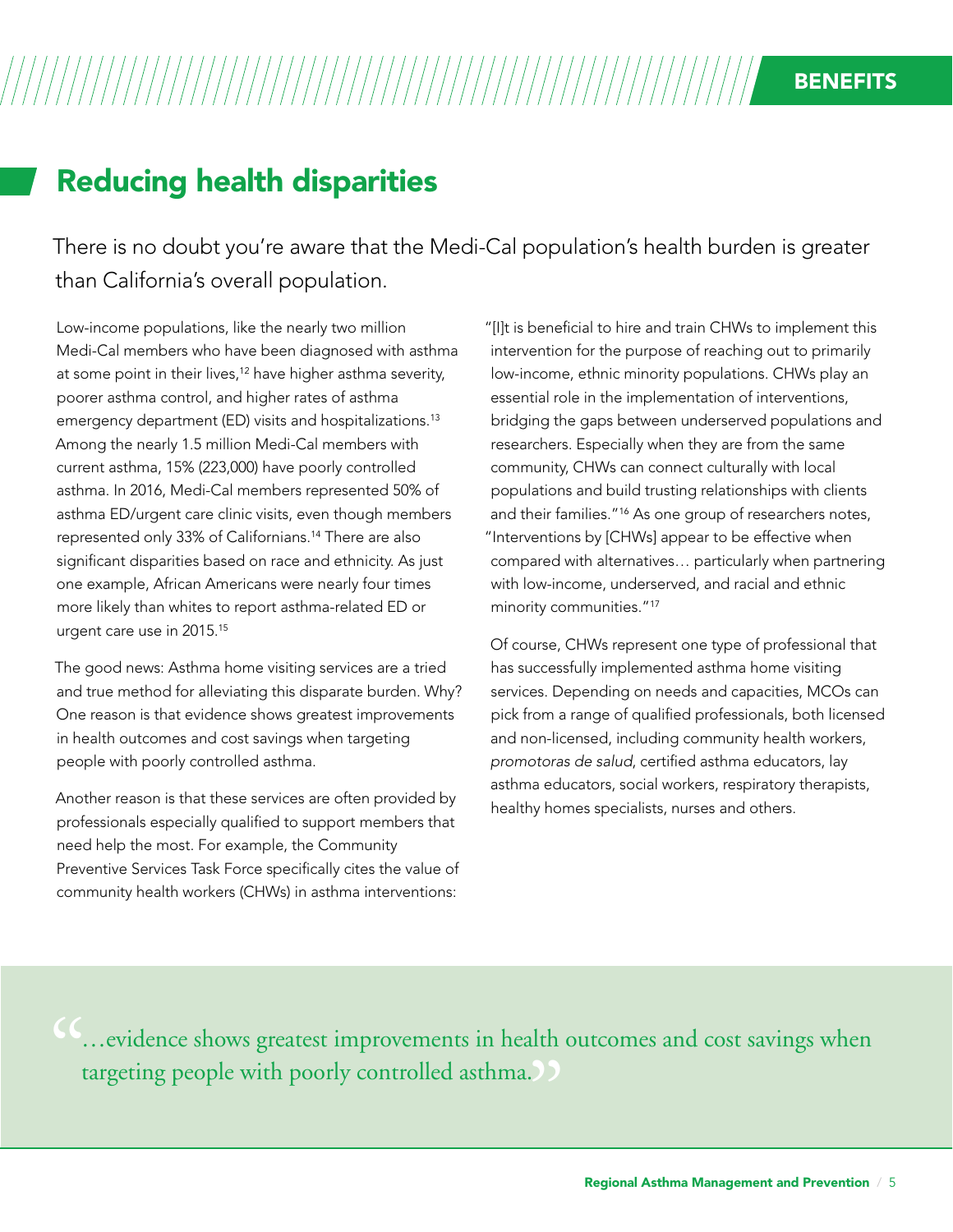# Reducing health disparities

There is no doubt you're aware that the Medi-Cal population's health burden is greater than California's overall population.

Low-income populations, like the nearly two million Medi-Cal members who have been diagnosed with asthma at some point in their lives,[12] have higher asthma severity, poorer asthma control, and higher rates of asthma emergency department (ED) visits and hospitalizations.[13] Among the nearly 1.5 million Medi-Cal members with current asthma, 15% (223,000) have poorly controlled asthma. In 2016, Medi-Cal members represented 50% of asthma ED/urgent care clinic visits, even though members represented only 33% of Californians.[14] There are also significant disparities based on race and ethnicity. As just one example, African Americans were nearly four times more likely than whites to report asthma-related ED or urgent care use in 2015.[15]

The good news: Asthma home visiting services are a tried and true method for alleviating this disparate burden. Why? One reason is that evidence shows greatest improvements in health outcomes and cost savings when targeting people with poorly controlled asthma.

Another reason is that these services are often provided by professionals especially qualified to support members that need help the most. For example, the Community Preventive Services Task Force specifically cites the value of community health workers (CHWs) in asthma interventions:

"[I]t is beneficial to hire and train CHWs to implement this intervention for the purpose of reaching out to primarily low-income, ethnic minority populations. CHWs play an essential role in the implementation of interventions, bridging the gaps between underserved populations and researchers. Especially when they are from the same community, CHWs can connect culturally with local populations and build trusting relationships with clients and their families."[16] As one group of researchers notes, "Interventions by [CHWs] appear to be effective when compared with alternatives… particularly when partnering with low-income, underserved, and racial and ethnic minority communities."[17]

Of course, CHWs represent one type of professional that has successfully implemented asthma home visiting services. Depending on needs and capacities, MCOs can pick from a range of qualified professionals, both licensed and non-licensed, including community health workers, *promotoras de salud*, certified asthma educators, lay asthma educators, social workers, respiratory therapists, healthy homes specialists, nurses and others.

> "…evidence shows greatest improvements in health outcomes and cost savings when targeting people with poorly controlled asthma."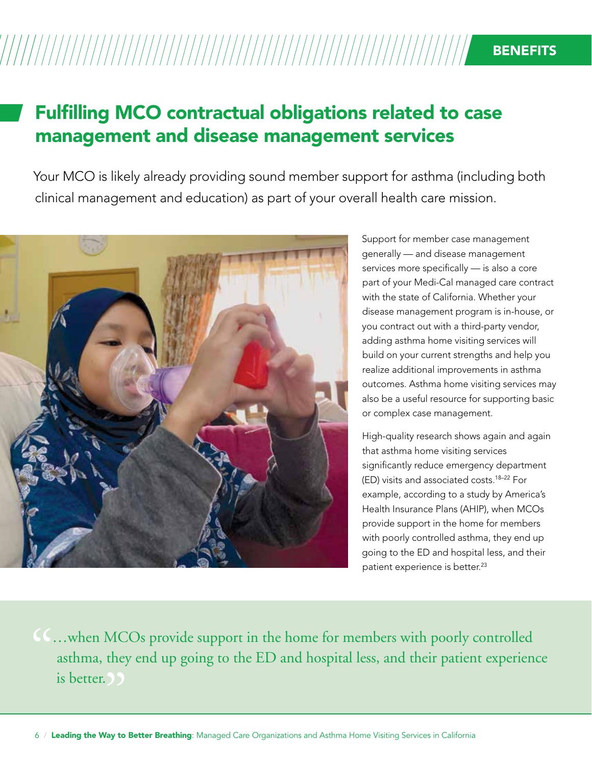BENEFITS

## Fulfilling MCO contractual obligations related to case management and disease management services

Your MCO is likely already providing sound member support for asthma (including both clinical management and education) as part of your overall health care mission.

Support for member case management generally — and disease management services more specifically — is also a core part of your Medi-Cal managed care contract with the state of California. Whether your disease management program is in-house, or you contract out with a third-party vendor, adding asthma home visiting services will build on your current strengths and help you realize additional improvements in asthma outcomes. Asthma home visiting services may also be a useful resource for supporting basic or complex case management.

High-quality research shows again and again that asthma home visiting services significantly reduce emergency department (ED) visits and associated costs.[18–22] For example, according to a study by America's Health Insurance Plans (AHIP), when MCOs provide support in the home for members with poorly controlled asthma, they end up going to the ED and hospital less, and their patient experience is better.[23]

> "…when MCOs provide support in the home for members with poorly controlled asthma, they end up going to the ED and hospital less, and their patient experience is better."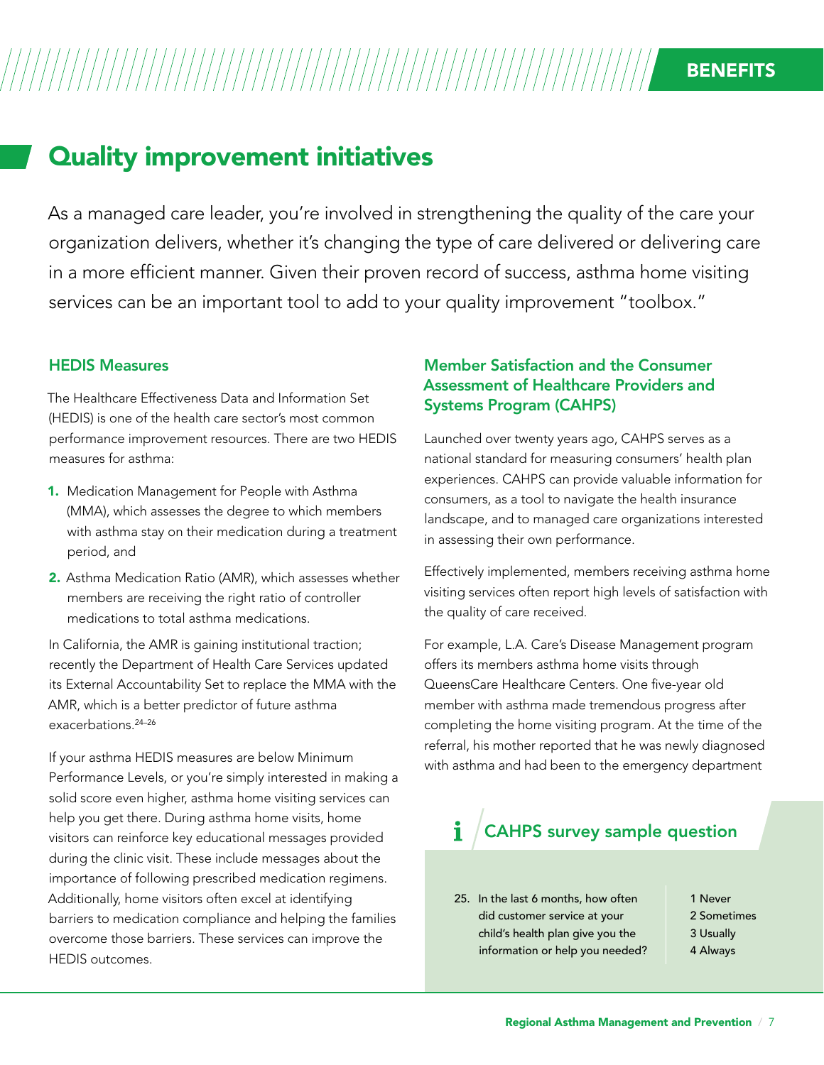# Quality improvement initiatives

As a managed care leader, you're involved in strengthening the quality of the care your organization delivers, whether it's changing the type of care delivered or delivering care in a more efficient manner. Given their proven record of success, asthma home visiting services can be an important tool to add to your quality improvement "toolbox."

### HEDIS Measures

The Healthcare Effectiveness Data and Information Set (HEDIS) is one of the health care sector's most common performance improvement resources. There are two HEDIS measures for asthma:

1. Medication Management for People with Asthma (MMA), which assesses the degree to which members with asthma stay on their medication during a treatment period, and
2. Asthma Medication Ratio (AMR), which assesses whether members are receiving the right ratio of controller medications to total asthma medications.

In California, the AMR is gaining institutional traction; recently the Department of Health Care Services updated its External Accountability Set to replace the MMA with the AMR, which is a better predictor of future asthma exacerbations.[24–26]

If your asthma HEDIS measures are below Minimum Performance Levels, or you're simply interested in making a solid score even higher, asthma home visiting services can help you get there. During asthma home visits, home visitors can reinforce key educational messages provided during the clinic visit. These include messages about the importance of following prescribed medication regimens. Additionally, home visitors often excel at identifying barriers to medication compliance and helping the families overcome those barriers. These services can improve the HEDIS outcomes.

### Member Satisfaction and the Consumer Assessment of Healthcare Providers and Systems Program (CAHPS)

Launched over twenty years ago, CAHPS serves as a national standard for measuring consumers' health plan experiences. CAHPS can provide valuable information for consumers, as a tool to navigate the health insurance landscape, and to managed care organizations interested in assessing their own performance.

Effectively implemented, members receiving asthma home visiting services often report high levels of satisfaction with the quality of care received.

For example, L.A. Care's Disease Management program offers its members asthma home visits through QueensCare Healthcare Centers. One five-year old member with asthma made tremendous progress after completing the home visiting program. At the time of the referral, his mother reported that he was newly diagnosed with asthma and had been to the emergency department

#### CAHPS survey sample question

25. In the last 6 months, how often did customer service at your child's health plan give you the information or help you needed?

1 Never
2 Sometimes
3 Usually
4 Always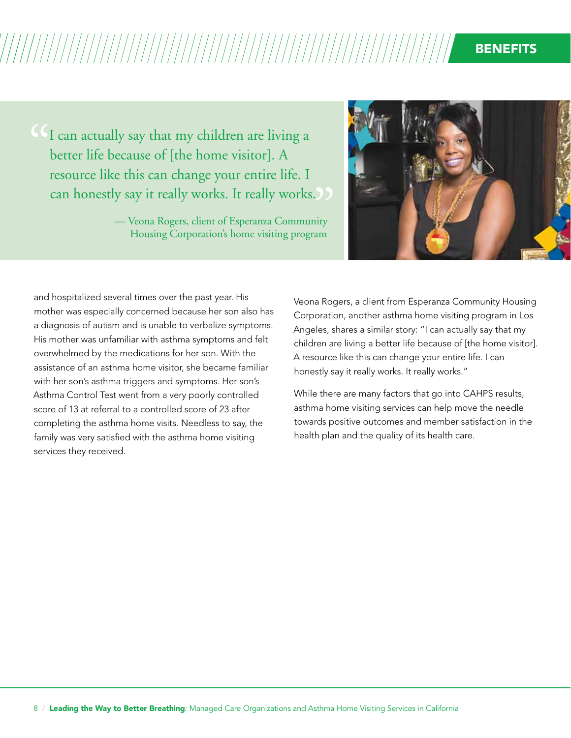> "I can actually say that my children are living a better life because of [the home visitor]. A resource like this can change your entire life. I can honestly say it really works. It really works."
>
> — Veona Rogers, client of Esperanza Community Housing Corporation's home visiting program

and hospitalized several times over the past year. His mother was especially concerned because her son also has a diagnosis of autism and is unable to verbalize symptoms. His mother was unfamiliar with asthma symptoms and felt overwhelmed by the medications for her son. With the assistance of an asthma home visitor, she became familiar with her son's asthma triggers and symptoms. Her son's Asthma Control Test went from a very poorly controlled score of 13 at referral to a controlled score of 23 after completing the asthma home visits. Needless to say, the family was very satisfied with the asthma home visiting services they received.

Veona Rogers, a client from Esperanza Community Housing Corporation, another asthma home visiting program in Los Angeles, shares a similar story: "I can actually say that my children are living a better life because of [the home visitor]. A resource like this can change your entire life. I can honestly say it really works. It really works."

While there are many factors that go into CAHPS results, asthma home visiting services can help move the needle towards positive outcomes and member satisfaction in the health plan and the quality of its health care.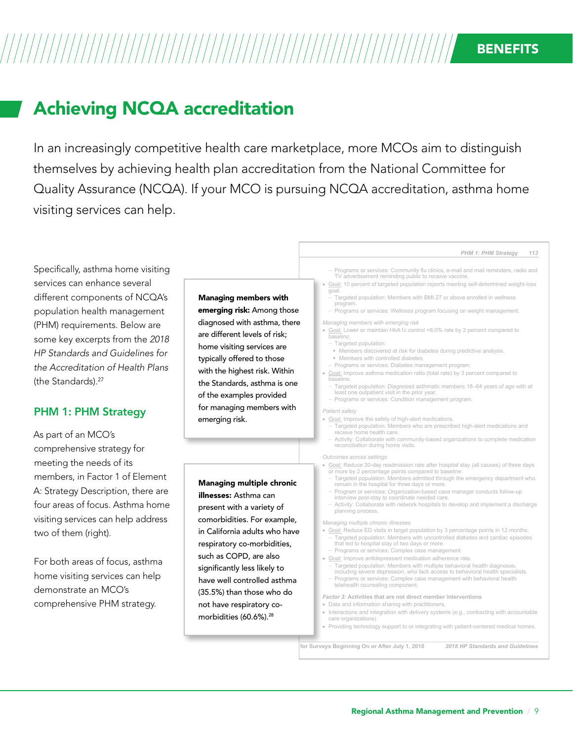# Achieving NCQA accreditation

In an increasingly competitive health care marketplace, more MCOs aim to distinguish themselves by achieving health plan accreditation from the National Committee for Quality Assurance (NCQA). If your MCO is pursuing NCQA accreditation, asthma home visiting services can help.

Specifically, asthma home visiting services can enhance several different components of NCQA's population health management (PHM) requirements. Below are some key excerpts from the *2018 HP Standards and Guidelines for the Accreditation of Health Plans* (the Standards).[27]

## PHM 1: PHM Strategy

As part of an MCO's comprehensive strategy for meeting the needs of its members, in Factor 1 of Element A: Strategy Description, there are four areas of focus. Asthma home visiting services can help address two of them (right).

For both areas of focus, asthma home visiting services can help demonstrate an MCO's comprehensive PHM strategy.

**Managing members with emerging risk:** Among those diagnosed with asthma, there are different levels of risk; home visiting services are typically offered to those with the highest risk. Within the Standards, asthma is one of the examples provided for managing members with emerging risk.

**Managing multiple chronic illnesses:** Asthma can present with a variety of comorbidities. For example, in California adults who have respiratory co-morbidities, such as COPD, are also significantly less likely to have well controlled asthma (35.5%) than those who do not have respiratory co-morbidities (60.6%).[28]

---

*PHM 1: PHM Strategy* 113

- Programs or services: Community flu clinics, e-mail and mail reminders, radio and TV advertisement reminding public to receive vaccine.
- Goal: 10 percent of targeted population reports meeting self-determined weight-loss goal.
  - Targeted population: Members with BMI 27 or above enrolled in wellness program.
  - Programs or services: Wellness program focusing on weight management.

*Managing members with emerging risk*

- Goal: Lower or maintain HbA1c control <8.0% rate by 2 percent compared to baseline.
  - Targeted population:
    - Members discovered at risk for diabetes during predictive analysis.
    - Members with controlled diabetes.
  - Programs or services: Diabetes management program.
- Goal: Improve asthma medication ratio (total rate) by 3 percent compared to baseline.
  - Targeted population: Diagnosed asthmatic members 18–64 years of age with at least one outpatient visit in the prior year.
  - Programs or services: Condition management program.

*Patient safety*

- Goal: Improve the safety of high-alert medications.
  - Targeted population: Members who are prescribed high-alert medications and receive home health care.
  - Activity: Collaborate with community-based organizations to complete medication reconciliation during home visits.

*Outcomes across settings*

- Goal: Reduce 30-day readmission rate after hospital stay (all causes) of three days or more by 2 percentage points compared to baseline.
  - Targeted population: Members admitted through the emergency department who remain in the hospital for three days or more.
  - Program or services: Organization-based case manager conducts follow-up interview post-stay to coordinate needed care.
  - Activity: Collaborate with network hospitals to develop and implement a discharge planning process.

*Managing multiple chronic illnesses*

- Goal: Reduce ED visits in target population by 3 percentage points in 12 months.
  - Targeted population: Members with uncontrolled diabetes and cardiac episodes that led to hospital stay of two days or more.
  - Programs or services: Complex case management.
- Goal: Improve antidepressant medication adherence rate.
  - Targeted population: Members with multiple behavioral health diagnoses, including severe depression, who lack access to behavioral health specialists.
  - Programs or services: Complex case management with behavioral health telehealth counseling component.

*Factor 3:* Activities that are not direct member interventions

- Data and information sharing with practitioners.
- Interactions and integration with delivery systems (e.g., contracting with accountable care organizations).
- Providing technology support to or integrating with patient-centered medical homes.

for Surveys Beginning On or After July 1, 2018 — *2018 HP Standards and Guidelines*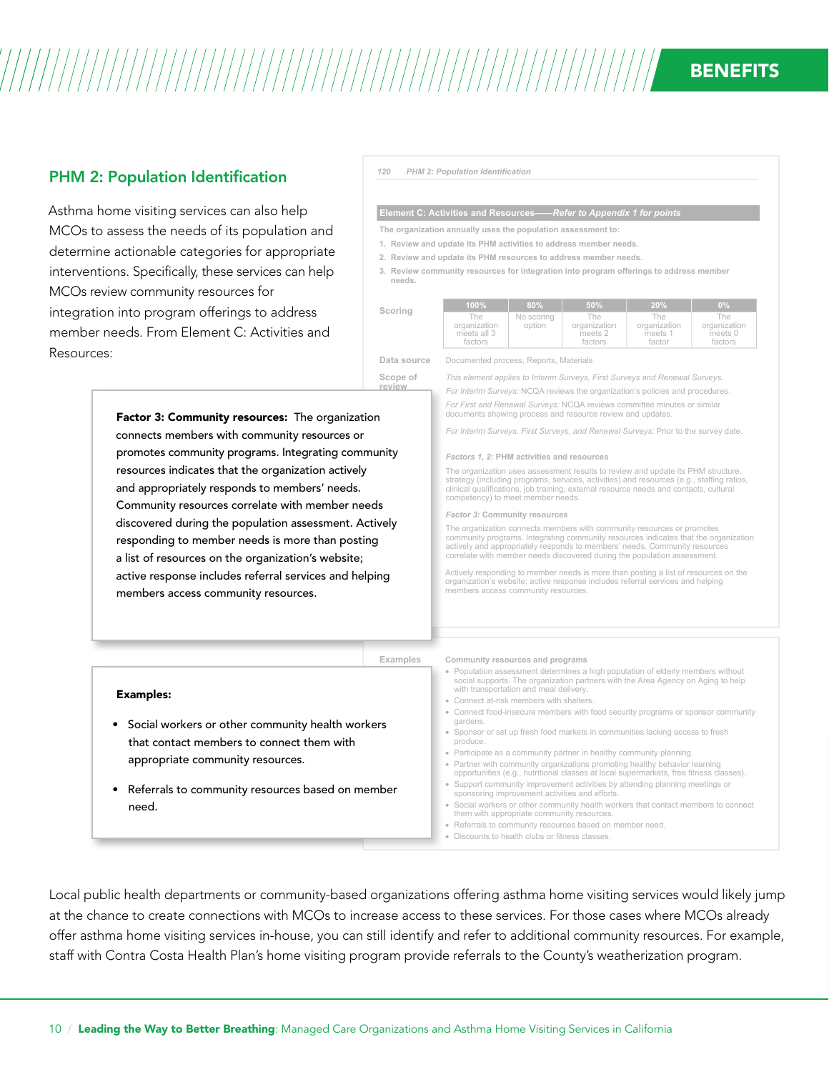## PHM 2: Population Identification

Asthma home visiting services can also help MCOs to assess the needs of its population and determine actionable categories for appropriate interventions. Specifically, these services can help MCOs review community resources for integration into program offerings to address member needs. From Element C: Activities and Resources:

120 PHM 2: Population Identification

**Element C: Activities and Resources—Refer to Appendix 1 for points**

The organization annually uses the population assessment to:

1. Review and update its PHM activities to address member needs.
2. Review and update its PHM resources to address member needs.
3. Review community resources for integration into program offerings to address member needs.

| Scoring | 100% | 80% | 50% | 20% | 0% |
|---|---|---|---|---|---|
| | The organization meets all 3 factors | No scoring option | The organization meets 2 factors | The organization meets 1 factor | The organization meets 0 factors |

**Data source** Documented process, Reports, Materials

**Scope of review**

*This element applies to Interim Surveys, First Surveys and Renewal Surveys.*

*For Interim Surveys:* NCQA reviews the organization's policies and procedures.

*For First and Renewal Surveys:* NCQA reviews committee minutes or similar documents showing process and resource review and updates.

*For Interim Surveys, First Surveys, and Renewal Surveys:* Prior to the survey date.

*Factors 1, 2:* PHM activities and resources

The organization uses assessment results to review and update its PHM structure, strategy (including programs, services, activities) and resources (e.g., staffing ratios, clinical qualifications, job training, external resource needs and contacts, cultural competency) to meet member needs.

*Factor 3:* Community resources

The organization connects members with community resources or promotes community programs. Integrating community resources indicates that the organization actively and appropriately responds to members' needs. Community resources correlate with member needs discovered during the population assessment.

Actively responding to member needs is more than posting a list of resources on the organization's website; active response includes referral services and helping members access community resources.

**Examples**

Community resources and programs

- Population assessment determines a high population of elderly members without social supports. The organization partners with the Area Agency on Aging to help with transportation and meal delivery.
- Connect at-risk members with shelters.
- Connect food-insecure members with food security programs or sponsor community gardens.
- Sponsor or set up fresh food markets in communities lacking access to fresh produce.
- Participate as a community partner in healthy community planning.
- Partner with community organizations promoting healthy behavior learning opportunities (e.g., nutritional classes at local supermarkets, free fitness classes).
- Support community improvement activities by attending planning meetings or sponsoring improvement activities and efforts.
- Social workers or other community health workers that contact members to connect them with appropriate community resources.
- Referrals to community resources based on member need.
- Discounts to health clubs or fitness classes.

**Factor 3: Community resources:** The organization connects members with community resources or promotes community programs. Integrating community resources indicates that the organization actively and appropriately responds to members' needs. Community resources correlate with member needs discovered during the population assessment. Actively responding to member needs is more than posting a list of resources on the organization's website; active response includes referral services and helping members access community resources.

**Examples:**

- Social workers or other community health workers that contact members to connect them with appropriate community resources.
- Referrals to community resources based on member need.

Local public health departments or community-based organizations offering asthma home visiting services would likely jump at the chance to create connections with MCOs to increase access to these services. For those cases where MCOs already offer asthma home visiting services in-house, you can still identify and refer to additional community resources. For example, staff with Contra Costa Health Plan's home visiting program provide referrals to the County's weatherization program.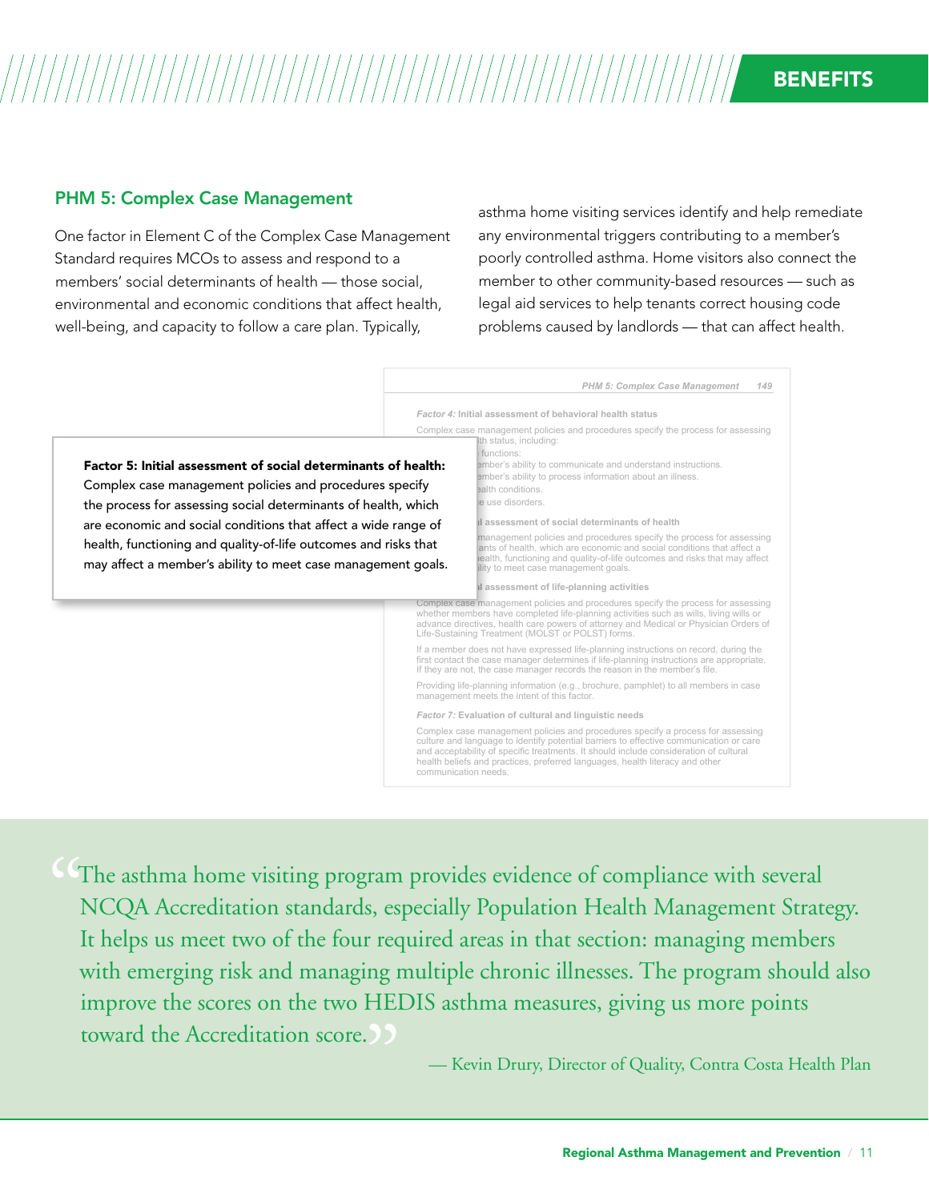## PHM 5: Complex Case Management

One factor in Element C of the Complex Case Management Standard requires MCOs to assess and respond to a members' social determinants of health — those social, environmental and economic conditions that affect health, well-being, and capacity to follow a care plan. Typically, asthma home visiting services identify and help remediate any environmental triggers contributing to a member's poorly controlled asthma. Home visitors also connect the member to other community-based resources — such as legal aid services to help tenants correct housing code problems caused by landlords — that can affect health.

**Factor 5: Initial assessment of social determinants of health:** Complex case management policies and procedures specify the process for assessing social determinants of health, which are economic and social conditions that affect a wide range of health, functioning and quality-of-life outcomes and risks that may affect a member's ability to meet case management goals.

*PHM 5: Complex Case Management* 149

*Factor 4:* Initial assessment of behavioral health status

Complex case management policies and procedures specify the process for assessing ...th status, including:

- ... functions:
- ...ember's ability to communicate and understand instructions.
- ...ember's ability to process information about an illness.
- ...ealth conditions.
- ...e use disorders.

...l assessment of social determinants of health

...management policies and procedures specify the process for assessing ...ants of health, which are economic and social conditions that affect a ...ealth, functioning and quality-of-life outcomes and risks that may affect ...ility to meet case management goals.

...l assessment of life-planning activities

Complex case management policies and procedures specify the process for assessing whether members have completed life-planning activities such as wills, living wills or advance directives, health care powers of attorney and Medical or Physician Orders of Life-Sustaining Treatment (MOLST or POLST) forms.

If a member does not have expressed life-planning instructions on record, during the first contact the case manager determines if life-planning instructions are appropriate. If they are not, the case manager records the reason in the member's file.

Providing life-planning information (e.g., brochure, pamphlet) to all members in case management meets the intent of this factor.

*Factor 7:* Evaluation of cultural and linguistic needs

Complex case management policies and procedures specify a process for assessing culture and language to identify potential barriers to effective communication or care and acceptability of specific treatments. It should include consideration of cultural health beliefs and practices, preferred languages, health literacy and other communication needs.

> "The asthma home visiting program provides evidence of compliance with several NCQA Accreditation standards, especially Population Health Management Strategy. It helps us meet two of the four required areas in that section: managing members with emerging risk and managing multiple chronic illnesses. The program should also improve the scores on the two HEDIS asthma measures, giving us more points toward the Accreditation score."
>
> — Kevin Drury, Director of Quality, Contra Costa Health Plan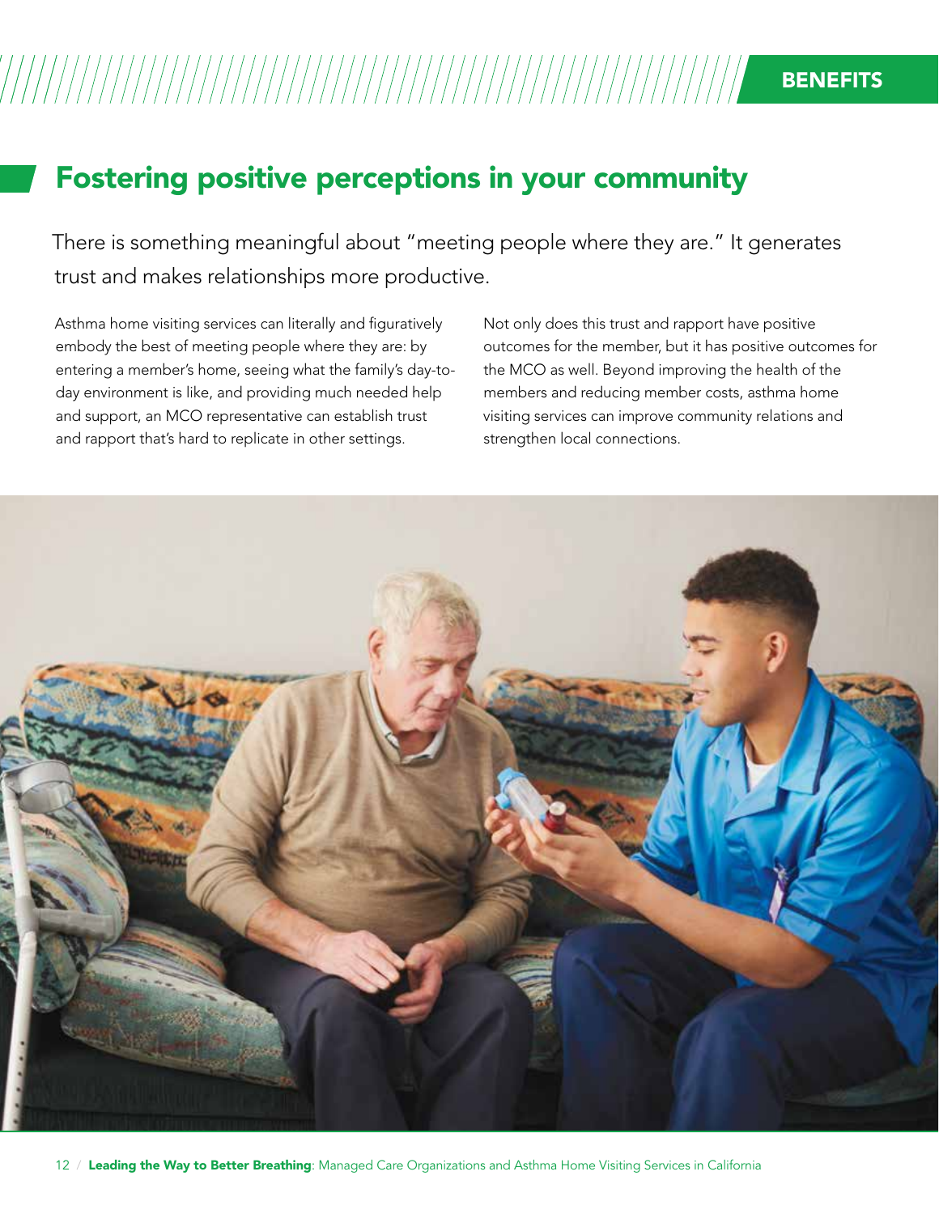BENEFITS

## Fostering positive perceptions in your community

There is something meaningful about "meeting people where they are." It generates trust and makes relationships more productive.

Asthma home visiting services can literally and figuratively embody the best of meeting people where they are: by entering a member's home, seeing what the family's day-to-day environment is like, and providing much needed help and support, an MCO representative can establish trust and rapport that's hard to replicate in other settings.

Not only does this trust and rapport have positive outcomes for the member, but it has positive outcomes for the MCO as well. Beyond improving the health of the members and reducing member costs, asthma home visiting services can improve community relations and strengthen local connections.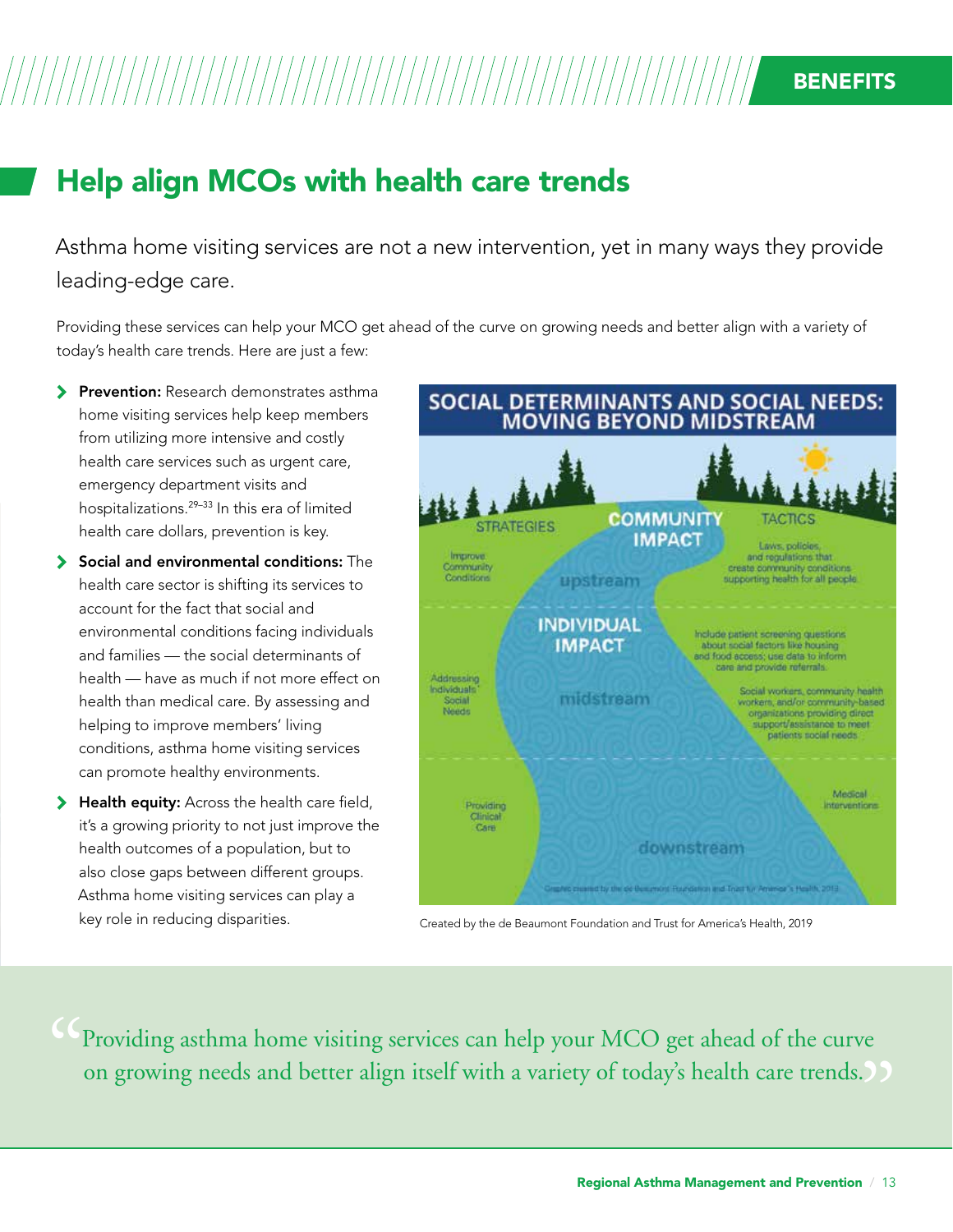## Help align MCOs with health care trends

Asthma home visiting services are not a new intervention, yet in many ways they provide leading-edge care.

Providing these services can help your MCO get ahead of the curve on growing needs and better align with a variety of today's health care trends. Here are just a few:

- **Prevention:** Research demonstrates asthma home visiting services help keep members from utilizing more intensive and costly health care services such as urgent care, emergency department visits and hospitalizations.[29–33] In this era of limited health care dollars, prevention is key.
- **Social and environmental conditions:** The health care sector is shifting its services to account for the fact that social and environmental conditions facing individuals and families — the social determinants of health — have as much if not more effect on health than medical care. By assessing and helping to improve members' living conditions, asthma home visiting services can promote healthy environments.
- **Health equity:** Across the health care field, it's a growing priority to not just improve the health outcomes of a population, but to also close gaps between different groups. Asthma home visiting services can play a key role in reducing disparities.

**SOCIAL DETERMINANTS AND SOCIAL NEEDS: MOVING BEYOND MIDSTREAM**

| STRATEGIES | | TACTICS |
|---|---|---|
| Improve Community Conditions | COMMUNITY IMPACT — upstream | Laws, policies, and regulations that create community conditions supporting health for all people |
| Addressing Individuals' Social Needs | INDIVIDUAL IMPACT — midstream | Include patient screening questions about social factors like housing and food access; use data to inform care and provide referrals. Social workers, community health workers, and/or community-based organizations providing direct support/assistance to meet patients social needs |
| Providing Clinical Care | downstream | Medical Interventions |

Created by the de Beaumont Foundation and Trust for America's Health, 2019

> "Providing asthma home visiting services can help your MCO get ahead of the curve on growing needs and better align itself with a variety of today's health care trends."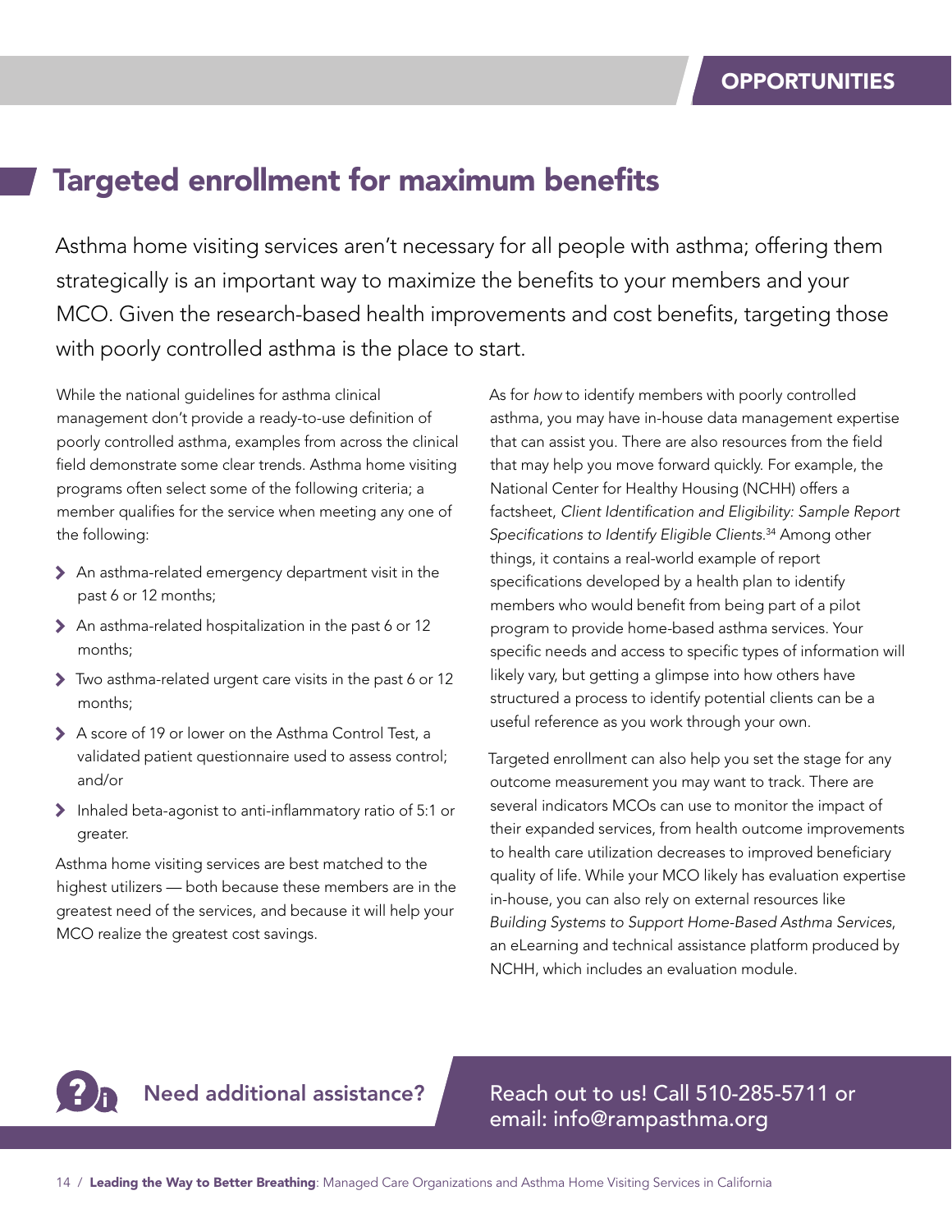OPPORTUNITIES

# Targeted enrollment for maximum benefits

Asthma home visiting services aren't necessary for all people with asthma; offering them strategically is an important way to maximize the benefits to your members and your MCO. Given the research-based health improvements and cost benefits, targeting those with poorly controlled asthma is the place to start.

While the national guidelines for asthma clinical management don't provide a ready-to-use definition of poorly controlled asthma, examples from across the clinical field demonstrate some clear trends. Asthma home visiting programs often select some of the following criteria; a member qualifies for the service when meeting any one of the following:

- An asthma-related emergency department visit in the past 6 or 12 months;
- An asthma-related hospitalization in the past 6 or 12 months;
- Two asthma-related urgent care visits in the past 6 or 12 months;
- A score of 19 or lower on the Asthma Control Test, a validated patient questionnaire used to assess control; and/or
- Inhaled beta-agonist to anti-inflammatory ratio of 5:1 or greater.

Asthma home visiting services are best matched to the highest utilizers — both because these members are in the greatest need of the services, and because it will help your MCO realize the greatest cost savings.

As for *how* to identify members with poorly controlled asthma, you may have in-house data management expertise that can assist you. There are also resources from the field that may help you move forward quickly. For example, the National Center for Healthy Housing (NCHH) offers a factsheet, *Client Identification and Eligibility: Sample Report Specifications to Identify Eligible Clients.*[34] Among other things, it contains a real-world example of report specifications developed by a health plan to identify members who would benefit from being part of a pilot program to provide home-based asthma services. Your specific needs and access to specific types of information will likely vary, but getting a glimpse into how others have structured a process to identify potential clients can be a useful reference as you work through your own.

Targeted enrollment can also help you set the stage for any outcome measurement you may want to track. There are several indicators MCOs can use to monitor the impact of their expanded services, from health outcome improvements to health care utilization decreases to improved beneficiary quality of life. While your MCO likely has evaluation expertise in-house, you can also rely on external resources like *Building Systems to Support Home-Based Asthma Services*, an eLearning and technical assistance platform produced by NCHH, which includes an evaluation module.

**Need additional assistance?** Reach out to us! Call 510-285-5711 or email: info@rampasthma.org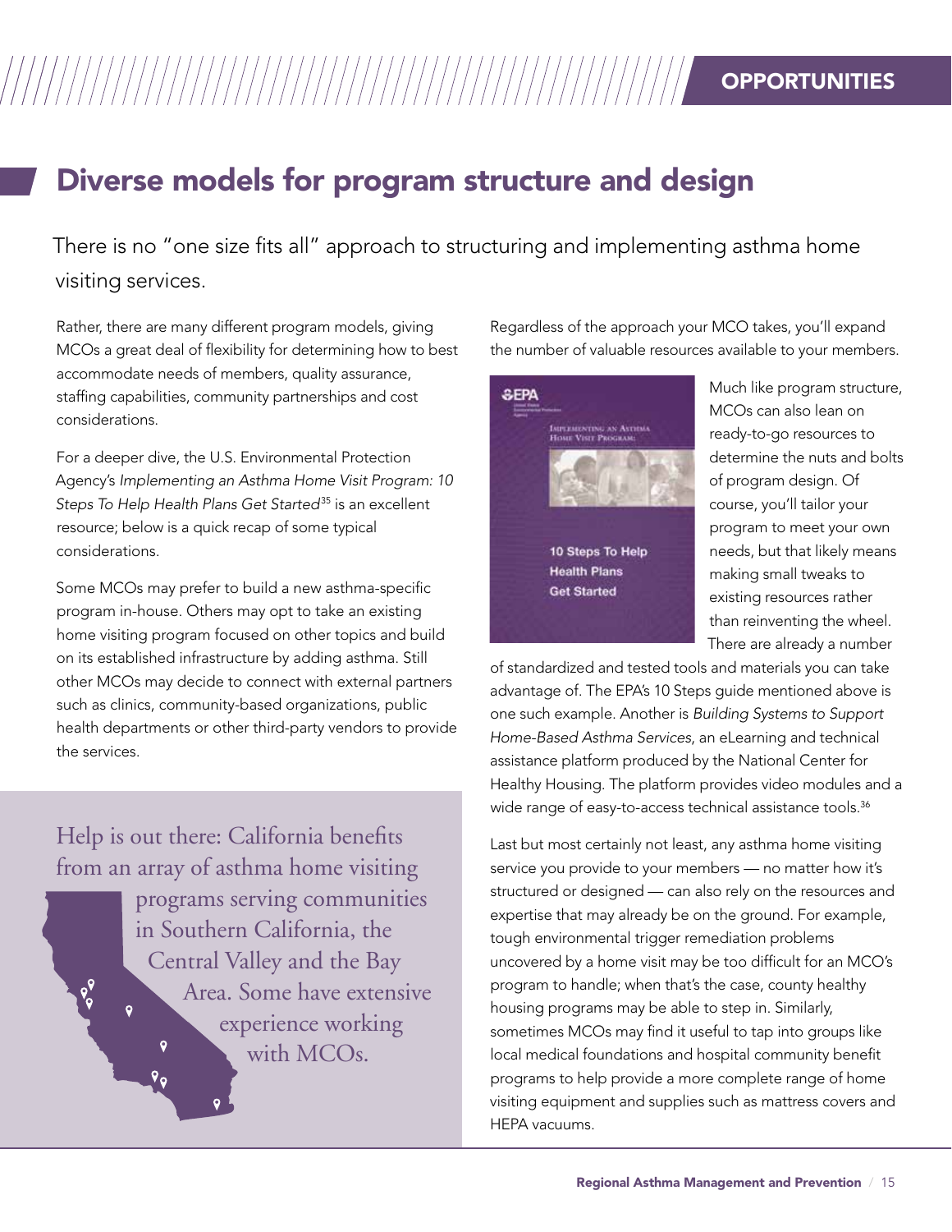## Diverse models for program structure and design

There is no "one size fits all" approach to structuring and implementing asthma home visiting services.

Rather, there are many different program models, giving MCOs a great deal of flexibility for determining how to best accommodate needs of members, quality assurance, staffing capabilities, community partnerships and cost considerations.

For a deeper dive, the U.S. Environmental Protection Agency's *Implementing an Asthma Home Visit Program: 10 Steps To Help Health Plans Get Started*[35] is an excellent resource; below is a quick recap of some typical considerations.

Some MCOs may prefer to build a new asthma-specific program in-house. Others may opt to take an existing home visiting program focused on other topics and build on its established infrastructure by adding asthma. Still other MCOs may decide to connect with external partners such as clinics, community-based organizations, public health departments or other third-party vendors to provide the services.

Help is out there: California benefits from an array of asthma home visiting programs serving communities in Southern California, the Central Valley and the Bay Area. Some have extensive experience working with MCOs.

Regardless of the approach your MCO takes, you'll expand the number of valuable resources available to your members.

Much like program structure, MCOs can also lean on ready-to-go resources to determine the nuts and bolts of program design. Of course, you'll tailor your program to meet your own needs, but that likely means making small tweaks to existing resources rather than reinventing the wheel. There are already a number of standardized and tested tools and materials you can take advantage of. The EPA's 10 Steps guide mentioned above is one such example. Another is *Building Systems to Support Home-Based Asthma Services*, an eLearning and technical assistance platform produced by the National Center for Healthy Housing. The platform provides video modules and a wide range of easy-to-access technical assistance tools.[36]

Last but most certainly not least, any asthma home visiting service you provide to your members — no matter how it's structured or designed — can also rely on the resources and expertise that may already be on the ground. For example, tough environmental trigger remediation problems uncovered by a home visit may be too difficult for an MCO's program to handle; when that's the case, county healthy housing programs may be able to step in. Similarly, sometimes MCOs may find it useful to tap into groups like local medical foundations and hospital community benefit programs to help provide a more complete range of home visiting equipment and supplies such as mattress covers and HEPA vacuums.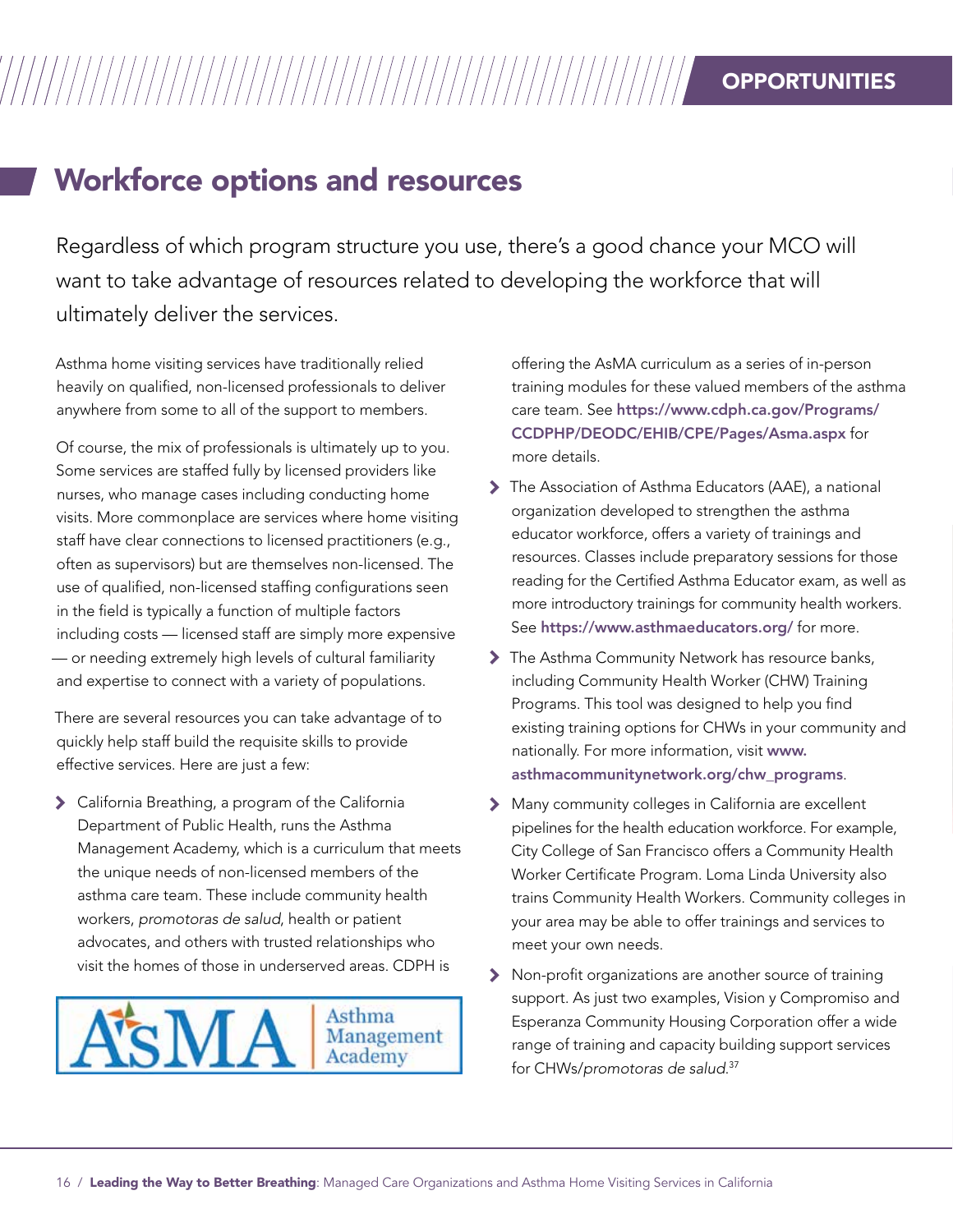# Workforce options and resources

Regardless of which program structure you use, there's a good chance your MCO will want to take advantage of resources related to developing the workforce that will ultimately deliver the services.

Asthma home visiting services have traditionally relied heavily on qualified, non-licensed professionals to deliver anywhere from some to all of the support to members.

Of course, the mix of professionals is ultimately up to you. Some services are staffed fully by licensed providers like nurses, who manage cases including conducting home visits. More commonplace are services where home visiting staff have clear connections to licensed practitioners (e.g., often as supervisors) but are themselves non-licensed. The use of qualified, non-licensed staffing configurations seen in the field is typically a function of multiple factors including costs — licensed staff are simply more expensive — or needing extremely high levels of cultural familiarity and expertise to connect with a variety of populations.

There are several resources you can take advantage of to quickly help staff build the requisite skills to provide effective services. Here are just a few:

- California Breathing, a program of the California Department of Public Health, runs the Asthma Management Academy, which is a curriculum that meets the unique needs of non-licensed members of the asthma care team. These include community health workers, *promotoras de salud*, health or patient advocates, and others with trusted relationships who visit the homes of those in underserved areas. CDPH is offering the AsMA curriculum as a series of in-person training modules for these valued members of the asthma care team. See **https://www.cdph.ca.gov/Programs/CCDPHP/DEODC/EHIB/CPE/Pages/Asma.aspx** for more details.
- The Association of Asthma Educators (AAE), a national organization developed to strengthen the asthma educator workforce, offers a variety of trainings and resources. Classes include preparatory sessions for those reading for the Certified Asthma Educator exam, as well as more introductory trainings for community health workers. See **https://www.asthmaeducators.org/** for more.
- The Asthma Community Network has resource banks, including Community Health Worker (CHW) Training Programs. This tool was designed to help you find existing training options for CHWs in your community and nationally. For more information, visit **www.asthmacommunitynetwork.org/chw_programs**.
- Many community colleges in California are excellent pipelines for the health education workforce. For example, City College of San Francisco offers a Community Health Worker Certificate Program. Loma Linda University also trains Community Health Workers. Community colleges in your area may be able to offer trainings and services to meet your own needs.
- Non-profit organizations are another source of training support. As just two examples, Vision y Compromiso and Esperanza Community Housing Corporation offer a wide range of training and capacity building support services for CHWs/*promotoras de salud*.[37]

AsMA Asthma Management Academy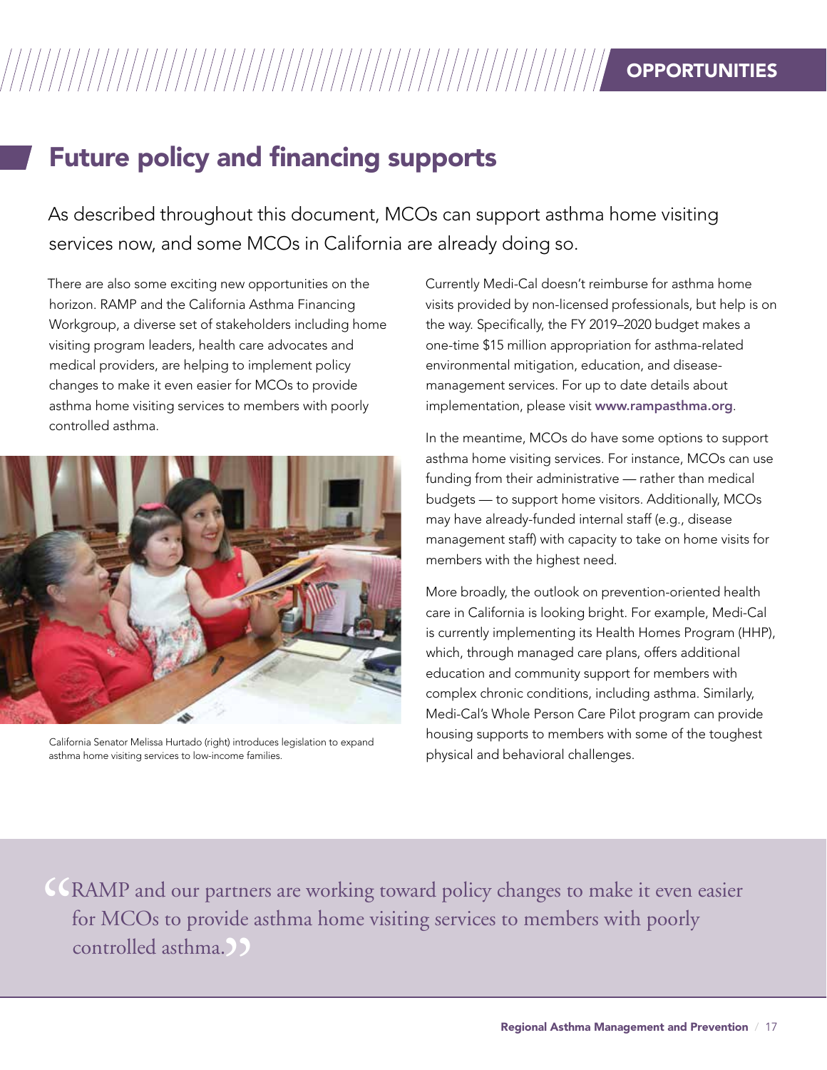## Future policy and financing supports

As described throughout this document, MCOs can support asthma home visiting services now, and some MCOs in California are already doing so.

There are also some exciting new opportunities on the horizon. RAMP and the California Asthma Financing Workgroup, a diverse set of stakeholders including home visiting program leaders, health care advocates and medical providers, are helping to implement policy changes to make it even easier for MCOs to provide asthma home visiting services to members with poorly controlled asthma.

California Senator Melissa Hurtado (right) introduces legislation to expand asthma home visiting services to low-income families.

Currently Medi-Cal doesn't reimburse for asthma home visits provided by non-licensed professionals, but help is on the way. Specifically, the FY 2019–2020 budget makes a one-time $15 million appropriation for asthma-related environmental mitigation, education, and disease-management services. For up to date details about implementation, please visit **www.rampasthma.org**.

In the meantime, MCOs do have some options to support asthma home visiting services. For instance, MCOs can use funding from their administrative — rather than medical budgets — to support home visitors. Additionally, MCOs may have already-funded internal staff (e.g., disease management staff) with capacity to take on home visits for members with the highest need.

More broadly, the outlook on prevention-oriented health care in California is looking bright. For example, Medi-Cal is currently implementing its Health Homes Program (HHP), which, through managed care plans, offers additional education and community support for members with complex chronic conditions, including asthma. Similarly, Medi-Cal's Whole Person Care Pilot program can provide housing supports to members with some of the toughest physical and behavioral challenges.

> "RAMP and our partners are working toward policy changes to make it even easier for MCOs to provide asthma home visiting services to members with poorly controlled asthma."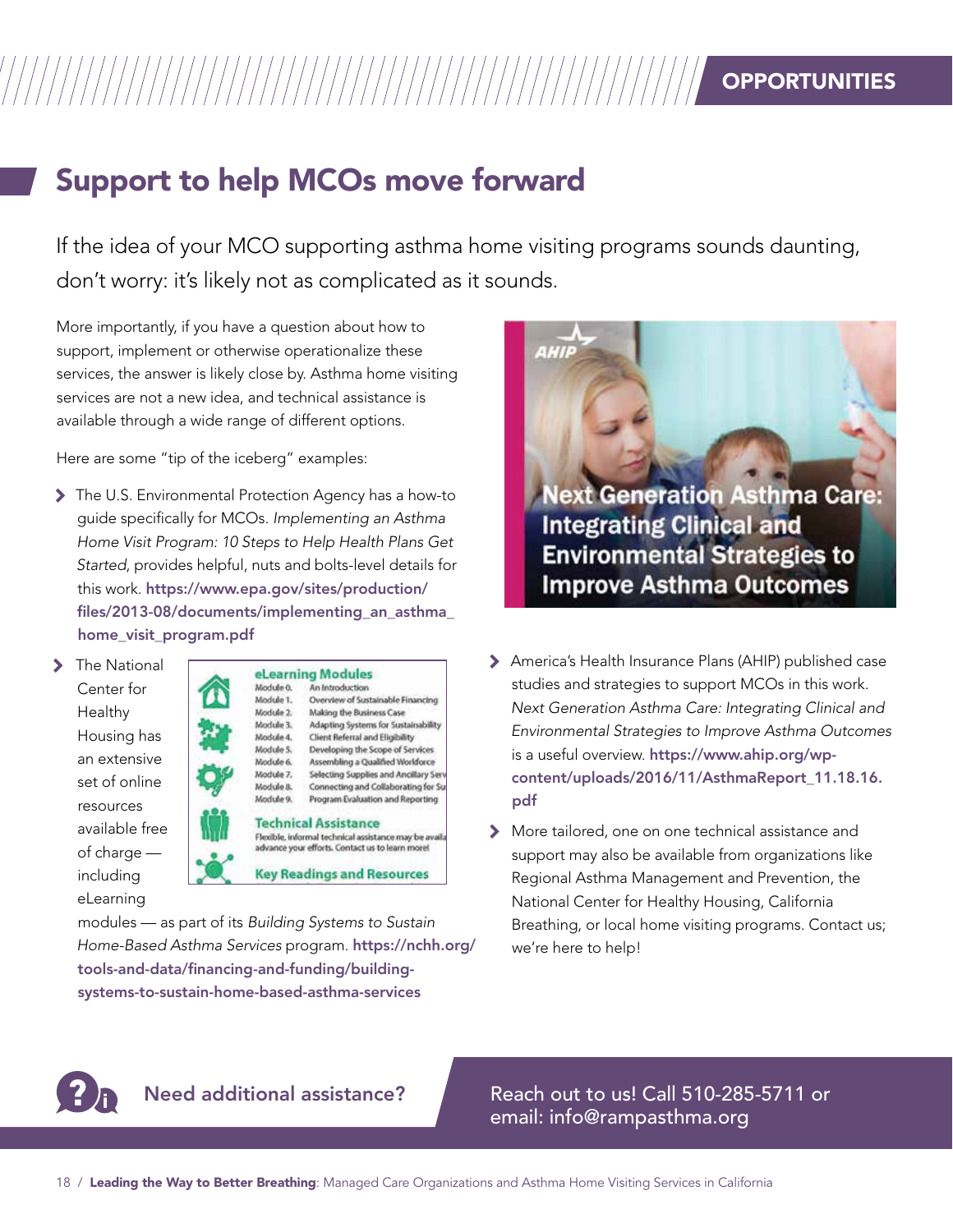OPPORTUNITIES

## Support to help MCOs move forward

If the idea of your MCO supporting asthma home visiting programs sounds daunting, don't worry: it's likely not as complicated as it sounds.

More importantly, if you have a question about how to support, implement or otherwise operationalize these services, the answer is likely close by. Asthma home visiting services are not a new idea, and technical assistance is available through a wide range of different options.

Here are some "tip of the iceberg" examples:

- The U.S. Environmental Protection Agency has a how-to guide specifically for MCOs. *Implementing an Asthma Home Visit Program: 10 Steps to Help Health Plans Get Started*, provides helpful, nuts and bolts-level details for this work. **https://www.epa.gov/sites/production/files/2013-08/documents/implementing_an_asthma_home_visit_program.pdf**
- The National Center for Healthy Housing has an extensive set of online resources available free of charge — including eLearning modules — as part of its *Building Systems to Sustain Home-Based Asthma Services* program. **https://nchh.org/tools-and-data/financing-and-funding/building-systems-to-sustain-home-based-asthma-services**

**eLearning Modules**

| | |
|---|---|
| Module 0. | An Introduction |
| Module 1. | Overview of Sustainable Financing |
| Module 2. | Making the Business Case |
| Module 3. | Adapting Systems for Sustainability |
| Module 4. | Client Referral and Eligibility |
| Module 5. | Developing the Scope of Services |
| Module 6. | Assembling a Qualified Workforce |
| Module 7. | Selecting Supplies and Ancillary Serv |
| Module 8. | Connecting and Collaborating for Su |
| Module 9. | Program Evaluation and Reporting |

**Technical Assistance**

Flexible, informal technical assistance may be availa advance your efforts. Contact us to learn more!

**Key Readings and Resources**

AHIP

**Next Generation Asthma Care: Integrating Clinical and Environmental Strategies to Improve Asthma Outcomes**

- America's Health Insurance Plans (AHIP) published case studies and strategies to support MCOs in this work. *Next Generation Asthma Care: Integrating Clinical and Environmental Strategies to Improve Asthma Outcomes* is a useful overview. **https://www.ahip.org/wp-content/uploads/2016/11/AsthmaReport_11.18.16.pdf**
- More tailored, one on one technical assistance and support may also be available from organizations like Regional Asthma Management and Prevention, the National Center for Healthy Housing, California Breathing, or local home visiting programs. Contact us; we're here to help!

**Need additional assistance?** Reach out to us! Call 510-285-5711 or email: info@rampasthma.org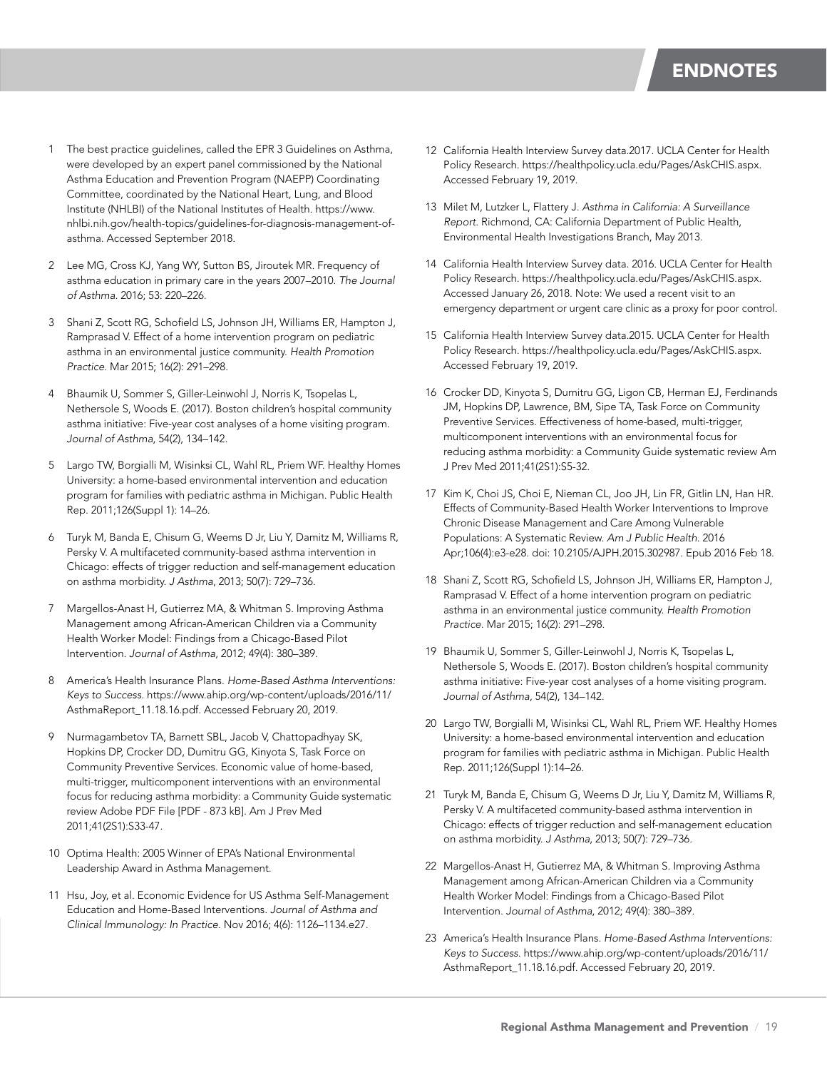# ENDNOTES

1. The best practice guidelines, called the EPR 3 Guidelines on Asthma, were developed by an expert panel commissioned by the National Asthma Education and Prevention Program (NAEPP) Coordinating Committee, coordinated by the National Heart, Lung, and Blood Institute (NHLBI) of the National Institutes of Health. https://www.nhlbi.nih.gov/health-topics/guidelines-for-diagnosis-management-of-asthma. Accessed September 2018.

2. Lee MG, Cross KJ, Yang WY, Sutton BS, Jiroutek MR. Frequency of asthma education in primary care in the years 2007–2010. *The Journal of Asthma.* 2016; 53: 220–226.

3. Shani Z, Scott RG, Schofield LS, Johnson JH, Williams ER, Hampton J, Ramprasad V. Effect of a home intervention program on pediatric asthma in an environmental justice community. *Health Promotion Practice.* Mar 2015; 16(2): 291–298.

4. Bhaumik U, Sommer S, Giller-Leinwohl J, Norris K, Tsopelas L, Nethersole S, Woods E. (2017). Boston children's hospital community asthma initiative: Five-year cost analyses of a home visiting program. *Journal of Asthma*, 54(2), 134–142.

5. Largo TW, Borgialli M, Wisinksi CL, Wahl RL, Priem WF. Healthy Homes University: a home-based environmental intervention and education program for families with pediatric asthma in Michigan. Public Health Rep. 2011;126(Suppl 1): 14–26.

6. Turyk M, Banda E, Chisum G, Weems D Jr, Liu Y, Damitz M, Williams R, Persky V. A multifaceted community-based asthma intervention in Chicago: effects of trigger reduction and self-management education on asthma morbidity. *J Asthma*, 2013; 50(7): 729–736.

7. Margellos-Anast H, Gutierrez MA, & Whitman S. Improving Asthma Management among African-American Children via a Community Health Worker Model: Findings from a Chicago-Based Pilot Intervention. *Journal of Asthma*, 2012; 49(4): 380–389.

8. America's Health Insurance Plans. *Home-Based Asthma Interventions: Keys to Success.* https://www.ahip.org/wp-content/uploads/2016/11/AsthmaReport_11.18.16.pdf. Accessed February 20, 2019.

9. Nurmagambetov TA, Barnett SBL, Jacob V, Chattopadhyay SK, Hopkins DP, Crocker DD, Dumitru GG, Kinyota S, Task Force on Community Preventive Services. Economic value of home-based, multi-trigger, multicomponent interventions with an environmental focus for reducing asthma morbidity: a Community Guide systematic review Adobe PDF File [PDF - 873 kB]. Am J Prev Med 2011;41(2S1):S33-47.

10. Optima Health: 2005 Winner of EPA's National Environmental Leadership Award in Asthma Management.

11. Hsu, Joy, et al. Economic Evidence for US Asthma Self-Management Education and Home-Based Interventions. *Journal of Asthma and Clinical Immunology: In Practice.* Nov 2016; 4(6): 1126–1134.e27.

12. California Health Interview Survey data.2017. UCLA Center for Health Policy Research. https://healthpolicy.ucla.edu/Pages/AskCHIS.aspx. Accessed February 19, 2019.

13. Milet M, Lutzker L, Flattery J. *Asthma in California: A Surveillance Report.* Richmond, CA: California Department of Public Health, Environmental Health Investigations Branch, May 2013.

14. California Health Interview Survey data. 2016. UCLA Center for Health Policy Research. https://healthpolicy.ucla.edu/Pages/AskCHIS.aspx. Accessed January 26, 2018. Note: We used a recent visit to an emergency department or urgent care clinic as a proxy for poor control.

15. California Health Interview Survey data.2015. UCLA Center for Health Policy Research. https://healthpolicy.ucla.edu/Pages/AskCHIS.aspx. Accessed February 19, 2019.

16. Crocker DD, Kinyota S, Dumitru GG, Ligon CB, Herman EJ, Ferdinands JM, Hopkins DP, Lawrence, BM, Sipe TA, Task Force on Community Preventive Services. Effectiveness of home-based, multi-trigger, multicomponent interventions with an environmental focus for reducing asthma morbidity: a Community Guide systematic review Am J Prev Med 2011;41(2S1):S5-32.

17. Kim K, Choi JS, Choi E, Nieman CL, Joo JH, Lin FR, Gitlin LN, Han HR. Effects of Community-Based Health Worker Interventions to Improve Chronic Disease Management and Care Among Vulnerable Populations: A Systematic Review. *Am J Public Health.* 2016 Apr;106(4):e3-e28. doi: 10.2105/AJPH.2015.302987. Epub 2016 Feb 18.

18. Shani Z, Scott RG, Schofield LS, Johnson JH, Williams ER, Hampton J, Ramprasad V. Effect of a home intervention program on pediatric asthma in an environmental justice community. *Health Promotion Practice.* Mar 2015; 16(2): 291–298.

19. Bhaumik U, Sommer S, Giller-Leinwohl J, Norris K, Tsopelas L, Nethersole S, Woods E. (2017). Boston children's hospital community asthma initiative: Five-year cost analyses of a home visiting program. *Journal of Asthma*, 54(2), 134–142.

20. Largo TW, Borgialli M, Wisinksi CL, Wahl RL, Priem WF. Healthy Homes University: a home-based environmental intervention and education program for families with pediatric asthma in Michigan. Public Health Rep. 2011;126(Suppl 1):14–26.

21. Turyk M, Banda E, Chisum G, Weems D Jr, Liu Y, Damitz M, Williams R, Persky V. A multifaceted community-based asthma intervention in Chicago: effects of trigger reduction and self-management education on asthma morbidity. *J Asthma*, 2013; 50(7): 729–736.

22. Margellos-Anast H, Gutierrez MA, & Whitman S. Improving Asthma Management among African-American Children via a Community Health Worker Model: Findings from a Chicago-Based Pilot Intervention. *Journal of Asthma*, 2012; 49(4): 380–389.

23. America's Health Insurance Plans. *Home-Based Asthma Interventions: Keys to Success.* https://www.ahip.org/wp-content/uploads/2016/11/AsthmaReport_11.18.16.pdf. Accessed February 20, 2019.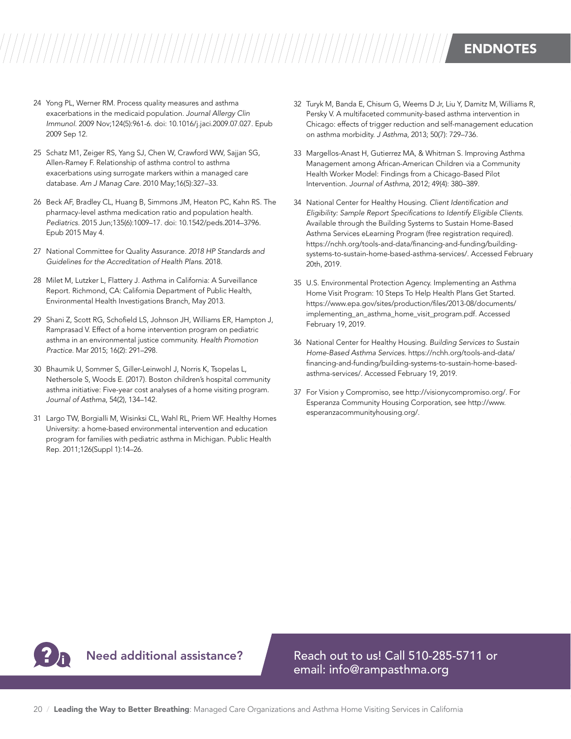## ENDNOTES

24. Yong PL, Werner RM. Process quality measures and asthma exacerbations in the medicaid population. *Journal Allergy Clin Immunol.* 2009 Nov;124(5):961-6. doi: 10.1016/j.jaci.2009.07.027. Epub 2009 Sep 12.

25. Schatz M1, Zeiger RS, Yang SJ, Chen W, Crawford WW, Sajjan SG, Allen-Ramey F. Relationship of asthma control to asthma exacerbations using surrogate markers within a managed care database. *Am J Manag Care.* 2010 May;16(5):327–33.

26. Beck AF, Bradley CL, Huang B, Simmons JM, Heaton PC, Kahn RS. The pharmacy-level asthma medication ratio and population health. *Pediatrics.* 2015 Jun;135(6):1009–17. doi: 10.1542/peds.2014–3796. Epub 2015 May 4.

27. National Committee for Quality Assurance. *2018 HP Standards and Guidelines for the Accreditation of Health Plans.* 2018.

28. Milet M, Lutzker L, Flattery J. Asthma in California: A Surveillance Report. Richmond, CA: California Department of Public Health, Environmental Health Investigations Branch, May 2013.

29. Shani Z, Scott RG, Schofield LS, Johnson JH, Williams ER, Hampton J, Ramprasad V. Effect of a home intervention program on pediatric asthma in an environmental justice community. *Health Promotion Practice.* Mar 2015; 16(2): 291–298.

30. Bhaumik U, Sommer S, Giller-Leinwohl J, Norris K, Tsopelas L, Nethersole S, Woods E. (2017). Boston children's hospital community asthma initiative: Five-year cost analyses of a home visiting program. *Journal of Asthma*, 54(2), 134–142.

31. Largo TW, Borgialli M, Wisinksi CL, Wahl RL, Priem WF. Healthy Homes University: a home-based environmental intervention and education program for families with pediatric asthma in Michigan. Public Health Rep. 2011;126(Suppl 1):14–26.

32. Turyk M, Banda E, Chisum G, Weems D Jr, Liu Y, Damitz M, Williams R, Persky V. A multifaceted community-based asthma intervention in Chicago: effects of trigger reduction and self-management education on asthma morbidity. *J Asthma*, 2013; 50(7): 729–736.

33. Margellos-Anast H, Gutierrez MA, & Whitman S. Improving Asthma Management among African-American Children via a Community Health Worker Model: Findings from a Chicago-Based Pilot Intervention. *Journal of Asthma*, 2012; 49(4): 380–389.

34. National Center for Healthy Housing. *Client Identification and Eligibility: Sample Report Specifications to Identify Eligible Clients.* Available through the Building Systems to Sustain Home-Based Asthma Services eLearning Program (free registration required). https://nchh.org/tools-and-data/financing-and-funding/building-systems-to-sustain-home-based-asthma-services/. Accessed February 20th, 2019.

35. U.S. Environmental Protection Agency. Implementing an Asthma Home Visit Program: 10 Steps To Help Health Plans Get Started. https://www.epa.gov/sites/production/files/2013-08/documents/implementing_an_asthma_home_visit_program.pdf. Accessed February 19, 2019.

36. National Center for Healthy Housing. *Building Services to Sustain Home-Based Asthma Services.* https://nchh.org/tools-and-data/financing-and-funding/building-systems-to-sustain-home-based-asthma-services/. Accessed February 19, 2019.

37. For Vision y Compromiso, see http://visionycompromiso.org/. For Esperanza Community Housing Corporation, see http://www.esperanzacommunityhousing.org/.

**Need additional assistance?** Reach out to us! Call 510-285-5711 or email: info@rampasthma.org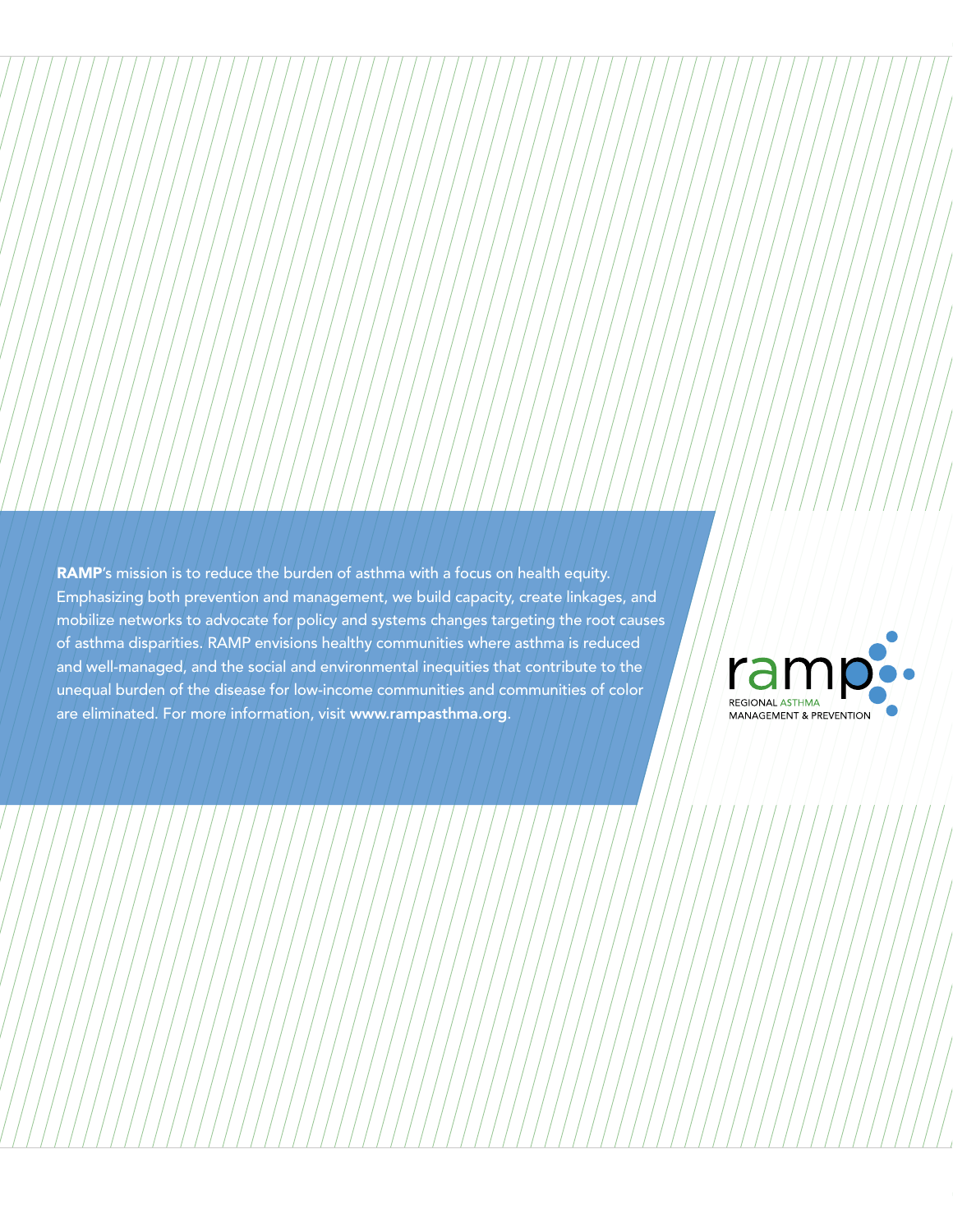**RAMP**'s mission is to reduce the burden of asthma with a focus on health equity. Emphasizing both prevention and management, we build capacity, create linkages, and mobilize networks to advocate for policy and systems changes targeting the root causes of asthma disparities. RAMP envisions healthy communities where asthma is reduced and well-managed, and the social and environmental inequities that contribute to the unequal burden of the disease for low-income communities and communities of color are eliminated. For more information, visit **www.rampasthma.org**.

ramp
REGIONAL ASTHMA
MANAGEMENT & PREVENTION